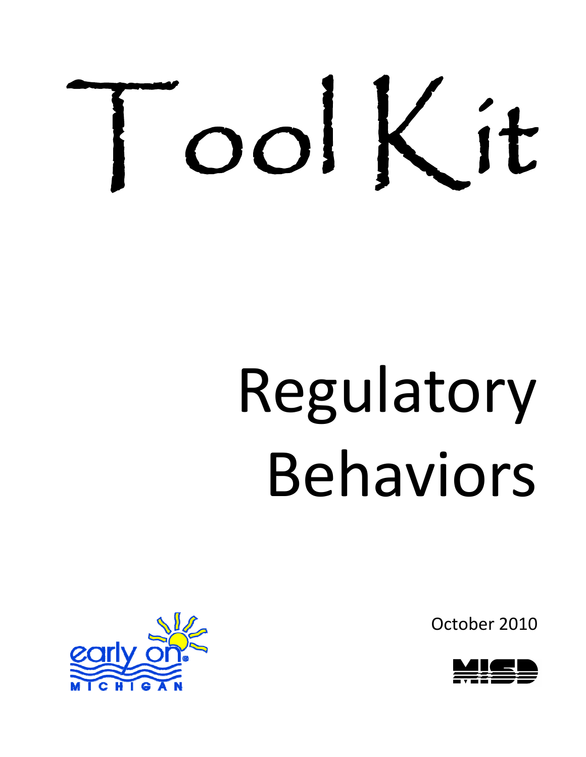# Tool Kit

# Regulatory Behaviors

October 2010

early on

MICHIGAN

MISD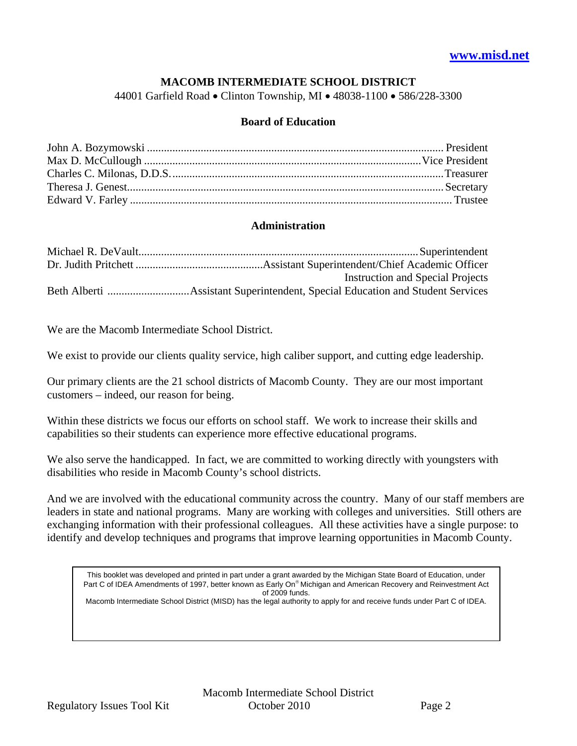www.misd.net

## MACOMB INTERMEDIATE SCHOOL DISTRICT

44001 Garfield Road • Clinton Township, MI • 48038-1100 • 586/228-3300

### Board of Education

John A. Bozymowski ........ President
Max D. McCullough ........ Vice President
Charles C. Milonas, D.D.S. ........ Treasurer
Theresa J. Genest ........ Secretary
Edward V. Farley ........ Trustee

### Administration

Michael R. DeVault ........ Superintendent
Dr. Judith Pritchett ........ Assistant Superintendent/Chief Academic Officer Instruction and Special Projects
Beth Alberti ........ Assistant Superintendent, Special Education and Student Services

We are the Macomb Intermediate School District.

We exist to provide our clients quality service, high caliber support, and cutting edge leadership.

Our primary clients are the 21 school districts of Macomb County. They are our most important customers – indeed, our reason for being.

Within these districts we focus our efforts on school staff. We work to increase their skills and capabilities so their students can experience more effective educational programs.

We also serve the handicapped. In fact, we are committed to working directly with youngsters with disabilities who reside in Macomb County's school districts.

And we are involved with the educational community across the country. Many of our staff members are leaders in state and national programs. Many are working with colleges and universities. Still others are exchanging information with their professional colleagues. All these activities have a single purpose: to identify and develop techniques and programs that improve learning opportunities in Macomb County.

> This booklet was developed and printed in part under a grant awarded by the Michigan State Board of Education, under Part C of IDEA Amendments of 1997, better known as Early On® Michigan and American Recovery and Reinvestment Act of 2009 funds.
> Macomb Intermediate School District (MISD) has the legal authority to apply for and receive funds under Part C of IDEA.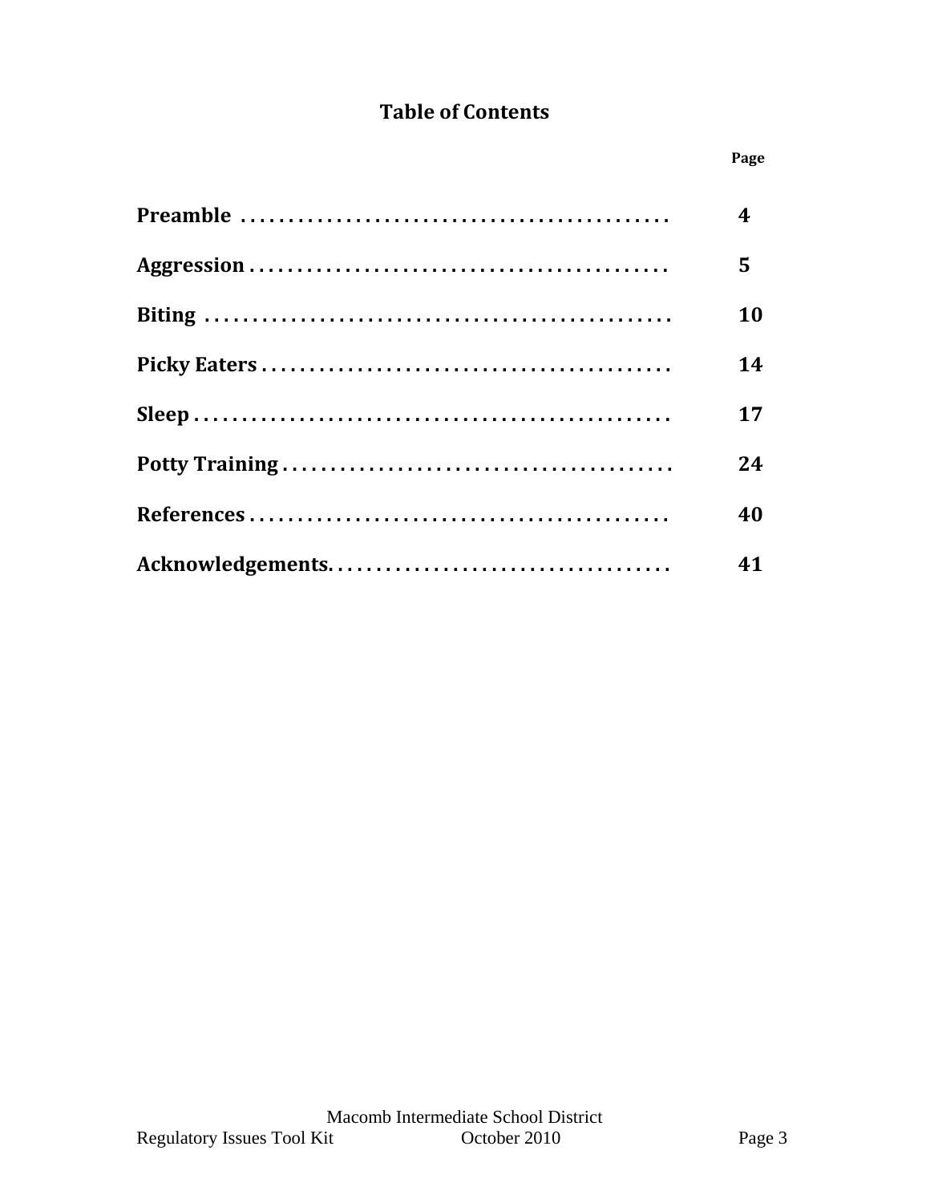# Table of Contents

| | Page |
|---|---|
| **Preamble** | **4** |
| **Aggression** | **5** |
| **Biting** | **10** |
| **Picky Eaters** | **14** |
| **Sleep** | **17** |
| **Potty Training** | **24** |
| **References** | **40** |
| **Acknowledgements** | **41** |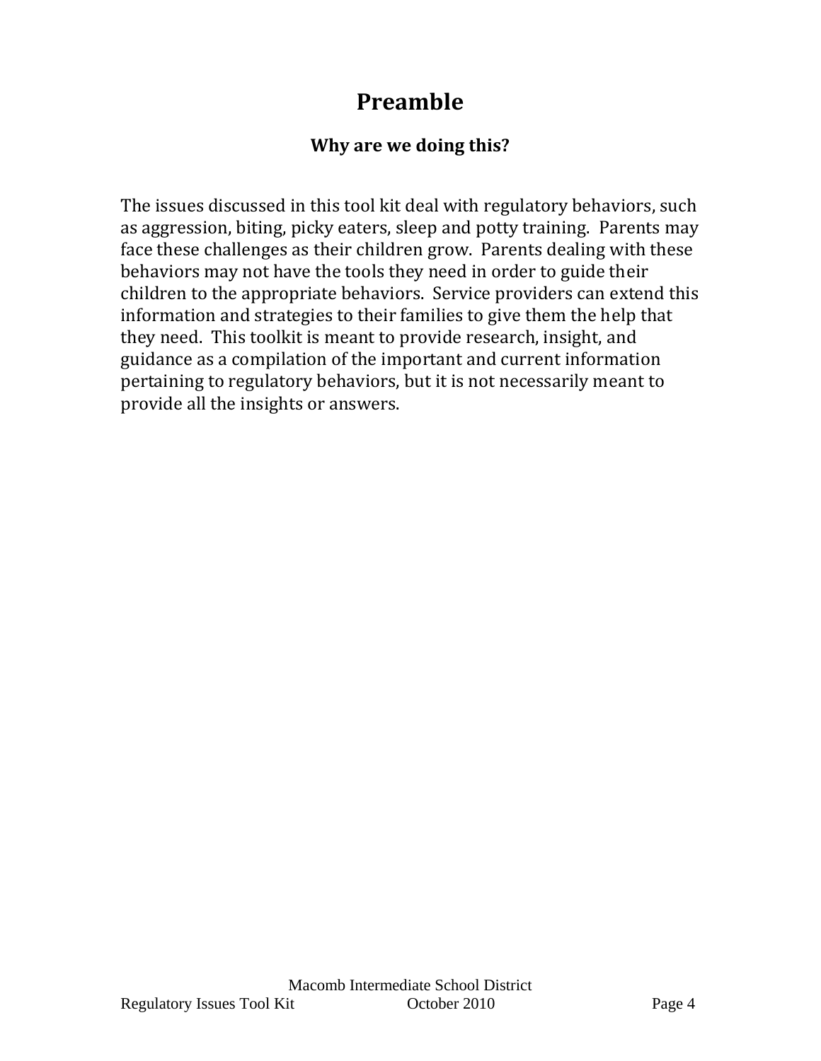# Preamble

### Why are we doing this?

The issues discussed in this tool kit deal with regulatory behaviors, such as aggression, biting, picky eaters, sleep and potty training. Parents may face these challenges as their children grow. Parents dealing with these behaviors may not have the tools they need in order to guide their children to the appropriate behaviors. Service providers can extend this information and strategies to their families to give them the help that they need. This toolkit is meant to provide research, insight, and guidance as a compilation of the important and current information pertaining to regulatory behaviors, but it is not necessarily meant to provide all the insights or answers.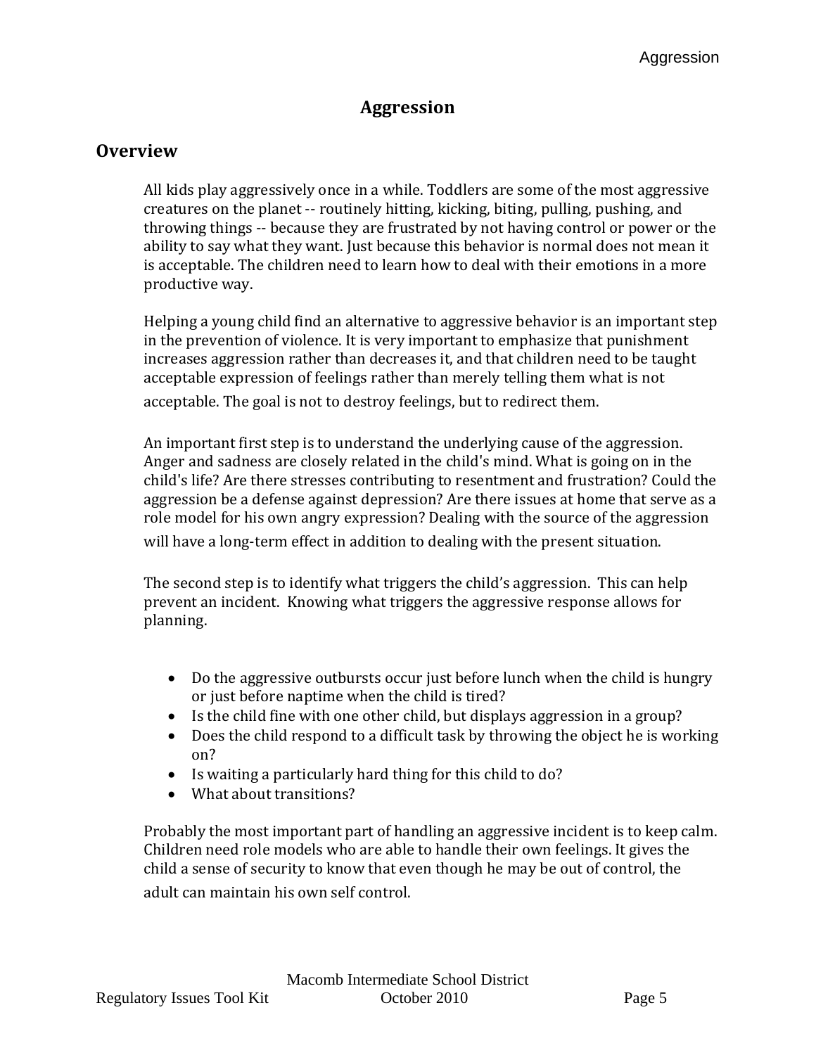# Aggression

## Overview

All kids play aggressively once in a while. Toddlers are some of the most aggressive creatures on the planet -- routinely hitting, kicking, biting, pulling, pushing, and throwing things -- because they are frustrated by not having control or power or the ability to say what they want. Just because this behavior is normal does not mean it is acceptable. The children need to learn how to deal with their emotions in a more productive way.

Helping a young child find an alternative to aggressive behavior is an important step in the prevention of violence. It is very important to emphasize that punishment increases aggression rather than decreases it, and that children need to be taught acceptable expression of feelings rather than merely telling them what is not acceptable. The goal is not to destroy feelings, but to redirect them.

An important first step is to understand the underlying cause of the aggression. Anger and sadness are closely related in the child's mind. What is going on in the child's life? Are there stresses contributing to resentment and frustration? Could the aggression be a defense against depression? Are there issues at home that serve as a role model for his own angry expression? Dealing with the source of the aggression will have a long-term effect in addition to dealing with the present situation.

The second step is to identify what triggers the child's aggression. This can help prevent an incident. Knowing what triggers the aggressive response allows for planning.

- Do the aggressive outbursts occur just before lunch when the child is hungry or just before naptime when the child is tired?
- Is the child fine with one other child, but displays aggression in a group?
- Does the child respond to a difficult task by throwing the object he is working on?
- Is waiting a particularly hard thing for this child to do?
- What about transitions?

Probably the most important part of handling an aggressive incident is to keep calm. Children need role models who are able to handle their own feelings. It gives the child a sense of security to know that even though he may be out of control, the adult can maintain his own self control.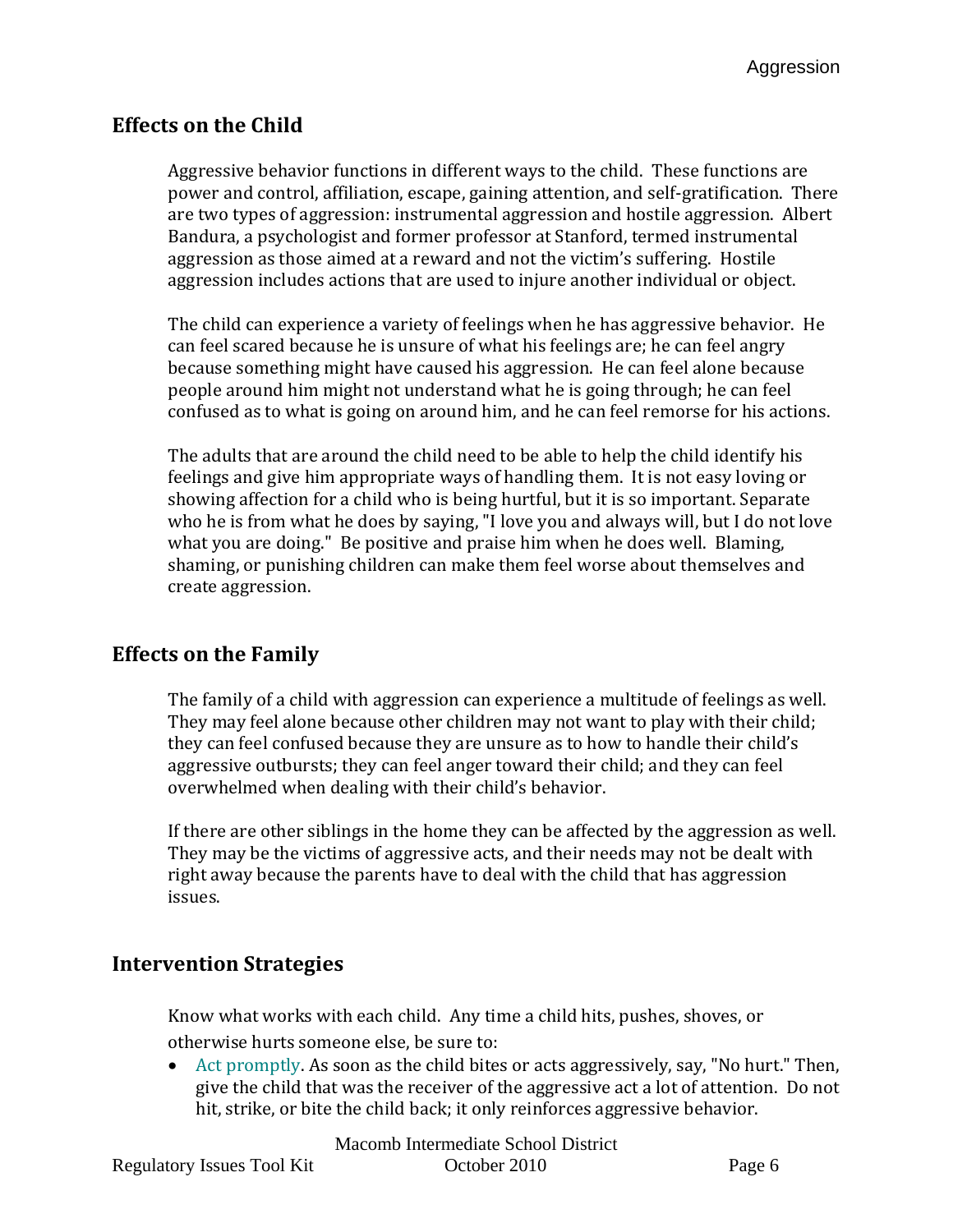## Effects on the Child

Aggressive behavior functions in different ways to the child. These functions are power and control, affiliation, escape, gaining attention, and self-gratification. There are two types of aggression: instrumental aggression and hostile aggression. Albert Bandura, a psychologist and former professor at Stanford, termed instrumental aggression as those aimed at a reward and not the victim's suffering. Hostile aggression includes actions that are used to injure another individual or object.

The child can experience a variety of feelings when he has aggressive behavior. He can feel scared because he is unsure of what his feelings are; he can feel angry because something might have caused his aggression. He can feel alone because people around him might not understand what he is going through; he can feel confused as to what is going on around him, and he can feel remorse for his actions.

The adults that are around the child need to be able to help the child identify his feelings and give him appropriate ways of handling them. It is not easy loving or showing affection for a child who is being hurtful, but it is so important. Separate who he is from what he does by saying, "I love you and always will, but I do not love what you are doing." Be positive and praise him when he does well. Blaming, shaming, or punishing children can make them feel worse about themselves and create aggression.

## Effects on the Family

The family of a child with aggression can experience a multitude of feelings as well. They may feel alone because other children may not want to play with their child; they can feel confused because they are unsure as to how to handle their child's aggressive outbursts; they can feel anger toward their child; and they can feel overwhelmed when dealing with their child's behavior.

If there are other siblings in the home they can be affected by the aggression as well. They may be the victims of aggressive acts, and their needs may not be dealt with right away because the parents have to deal with the child that has aggression issues.

## Intervention Strategies

Know what works with each child. Any time a child hits, pushes, shoves, or otherwise hurts someone else, be sure to:

- Act promptly. As soon as the child bites or acts aggressively, say, "No hurt." Then, give the child that was the receiver of the aggressive act a lot of attention. Do not hit, strike, or bite the child back; it only reinforces aggressive behavior.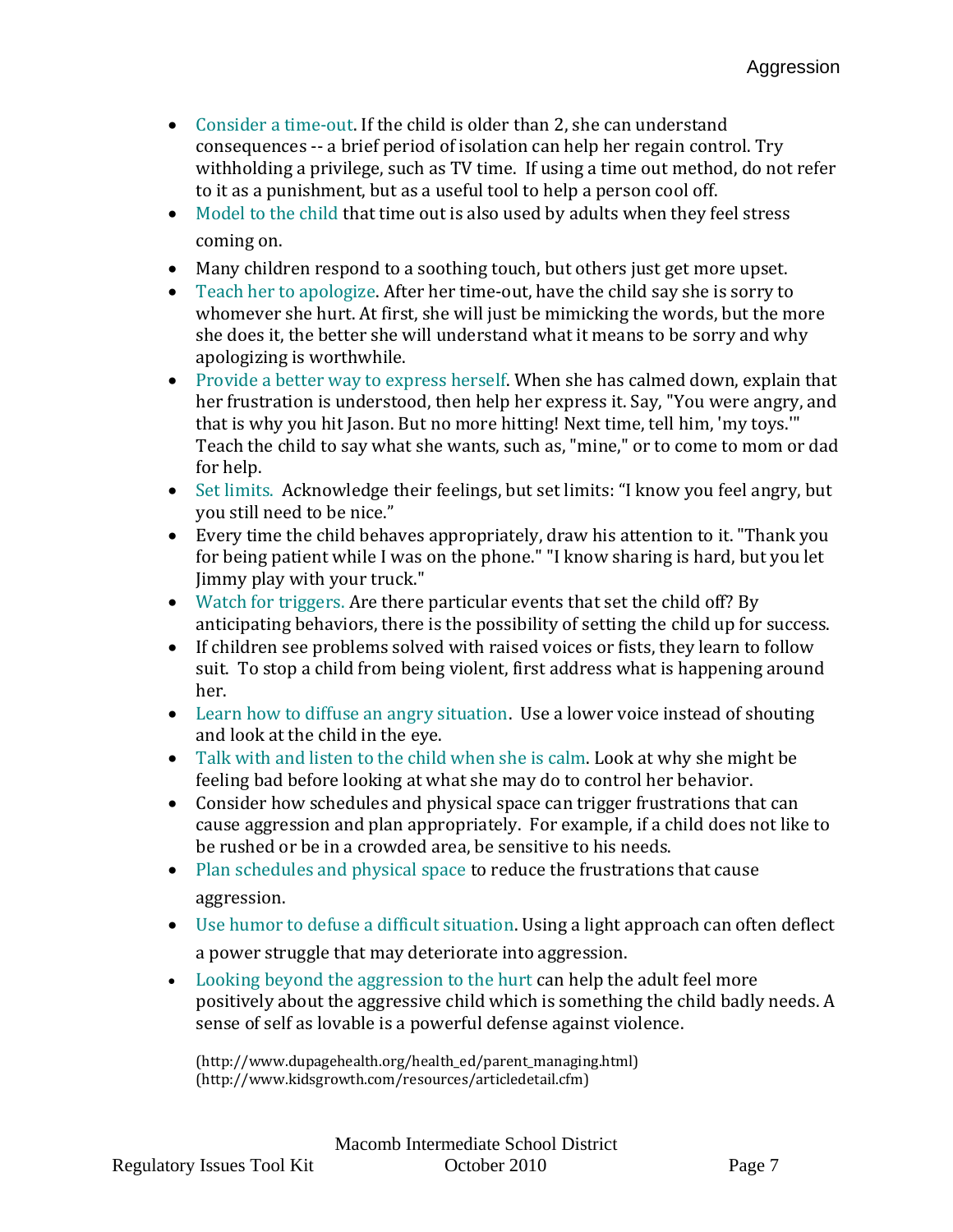- Consider a time-out. If the child is older than 2, she can understand consequences -- a brief period of isolation can help her regain control. Try withholding a privilege, such as TV time. If using a time out method, do not refer to it as a punishment, but as a useful tool to help a person cool off.
- Model to the child that time out is also used by adults when they feel stress coming on.
- Many children respond to a soothing touch, but others just get more upset.
- Teach her to apologize. After her time-out, have the child say she is sorry to whomever she hurt. At first, she will just be mimicking the words, but the more she does it, the better she will understand what it means to be sorry and why apologizing is worthwhile.
- Provide a better way to express herself. When she has calmed down, explain that her frustration is understood, then help her express it. Say, "You were angry, and that is why you hit Jason. But no more hitting! Next time, tell him, 'my toys.'" Teach the child to say what she wants, such as, "mine," or to come to mom or dad for help.
- Set limits. Acknowledge their feelings, but set limits: "I know you feel angry, but you still need to be nice."
- Every time the child behaves appropriately, draw his attention to it. "Thank you for being patient while I was on the phone." "I know sharing is hard, but you let Jimmy play with your truck."
- Watch for triggers. Are there particular events that set the child off? By anticipating behaviors, there is the possibility of setting the child up for success.
- If children see problems solved with raised voices or fists, they learn to follow suit. To stop a child from being violent, first address what is happening around her.
- Learn how to diffuse an angry situation. Use a lower voice instead of shouting and look at the child in the eye.
- Talk with and listen to the child when she is calm. Look at why she might be feeling bad before looking at what she may do to control her behavior.
- Consider how schedules and physical space can trigger frustrations that can cause aggression and plan appropriately. For example, if a child does not like to be rushed or be in a crowded area, be sensitive to his needs.
- Plan schedules and physical space to reduce the frustrations that cause aggression.
- Use humor to defuse a difficult situation. Using a light approach can often deflect a power struggle that may deteriorate into aggression.
- Looking beyond the aggression to the hurt can help the adult feel more positively about the aggressive child which is something the child badly needs. A sense of self as lovable is a powerful defense against violence.

(http://www.dupagehealth.org/health_ed/parent_managing.html)
(http://www.kidsgrowth.com/resources/articledetail.cfm)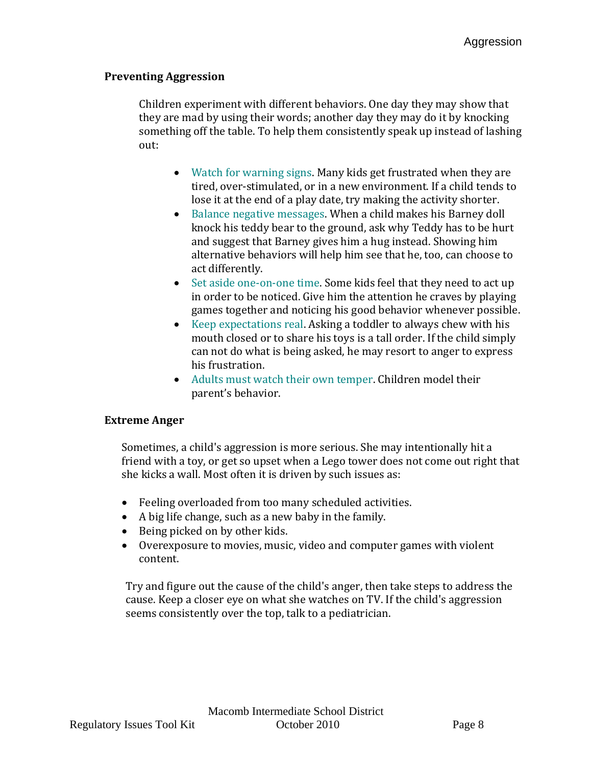## Preventing Aggression

Children experiment with different behaviors. One day they may show that they are mad by using their words; another day they may do it by knocking something off the table. To help them consistently speak up instead of lashing out:

- Watch for warning signs. Many kids get frustrated when they are tired, over-stimulated, or in a new environment. If a child tends to lose it at the end of a play date, try making the activity shorter.
- Balance negative messages. When a child makes his Barney doll knock his teddy bear to the ground, ask why Teddy has to be hurt and suggest that Barney gives him a hug instead. Showing him alternative behaviors will help him see that he, too, can choose to act differently.
- Set aside one-on-one time. Some kids feel that they need to act up in order to be noticed. Give him the attention he craves by playing games together and noticing his good behavior whenever possible.
- Keep expectations real. Asking a toddler to always chew with his mouth closed or to share his toys is a tall order. If the child simply can not do what is being asked, he may resort to anger to express his frustration.
- Adults must watch their own temper. Children model their parent's behavior.

## Extreme Anger

Sometimes, a child's aggression is more serious. She may intentionally hit a friend with a toy, or get so upset when a Lego tower does not come out right that she kicks a wall. Most often it is driven by such issues as:

- Feeling overloaded from too many scheduled activities.
- A big life change, such as a new baby in the family.
- Being picked on by other kids.
- Overexposure to movies, music, video and computer games with violent content.

Try and figure out the cause of the child's anger, then take steps to address the cause. Keep a closer eye on what she watches on TV. If the child's aggression seems consistently over the top, talk to a pediatrician.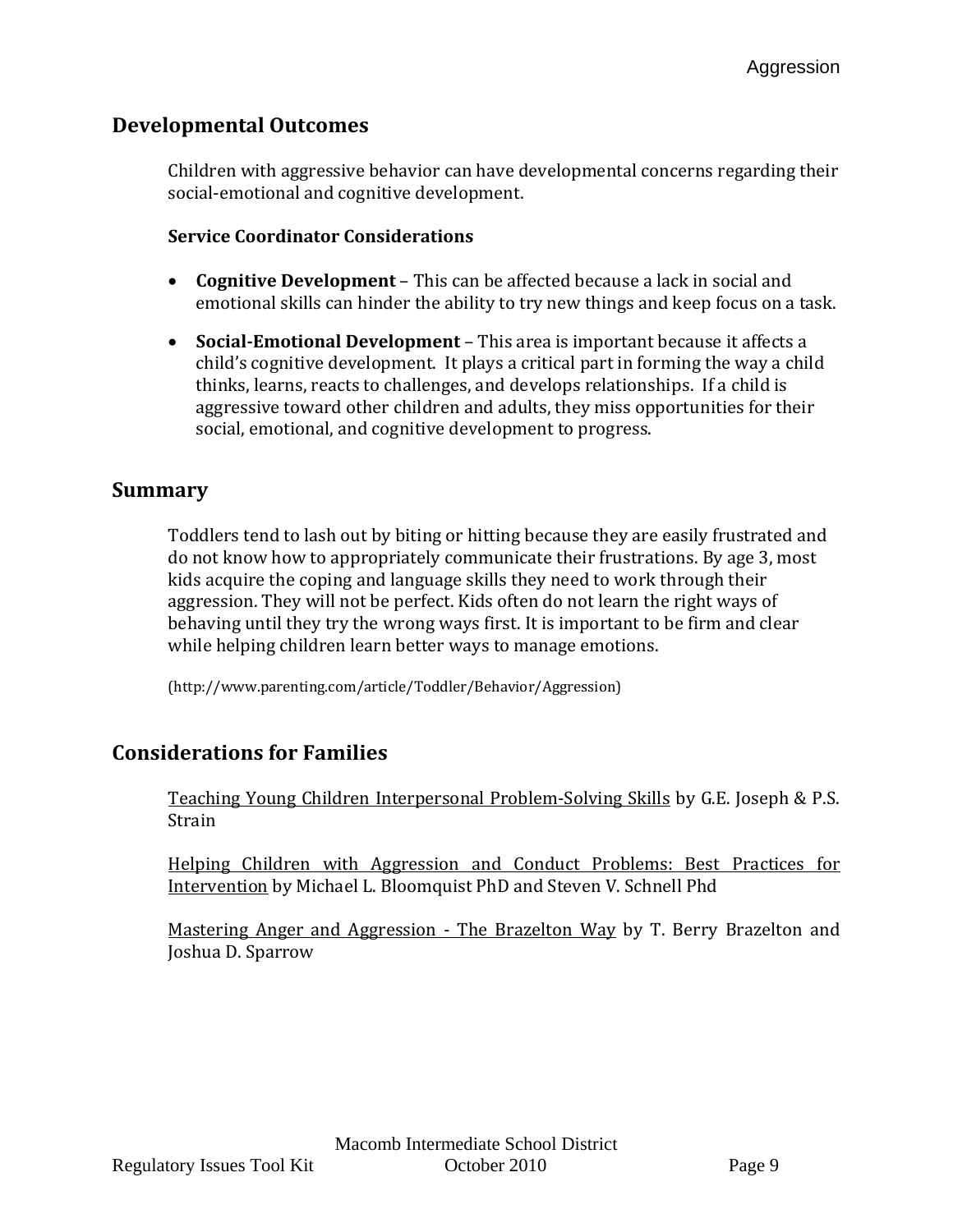## Developmental Outcomes

Children with aggressive behavior can have developmental concerns regarding their social-emotional and cognitive development.

### Service Coordinator Considerations

- **Cognitive Development** – This can be affected because a lack in social and emotional skills can hinder the ability to try new things and keep focus on a task.
- **Social-Emotional Development** – This area is important because it affects a child's cognitive development. It plays a critical part in forming the way a child thinks, learns, reacts to challenges, and develops relationships. If a child is aggressive toward other children and adults, they miss opportunities for their social, emotional, and cognitive development to progress.

## Summary

Toddlers tend to lash out by biting or hitting because they are easily frustrated and do not know how to appropriately communicate their frustrations. By age 3, most kids acquire the coping and language skills they need to work through their aggression. They will not be perfect. Kids often do not learn the right ways of behaving until they try the wrong ways first. It is important to be firm and clear while helping children learn better ways to manage emotions.

(http://www.parenting.com/article/Toddler/Behavior/Aggression)

## Considerations for Families

<u>Teaching Young Children Interpersonal Problem-Solving Skills</u> by G.E. Joseph & P.S. Strain

<u>Helping Children with Aggression and Conduct Problems: Best Practices for Intervention</u> by Michael L. Bloomquist PhD and Steven V. Schnell Phd

<u>Mastering Anger and Aggression - The Brazelton Way</u> by T. Berry Brazelton and Joshua D. Sparrow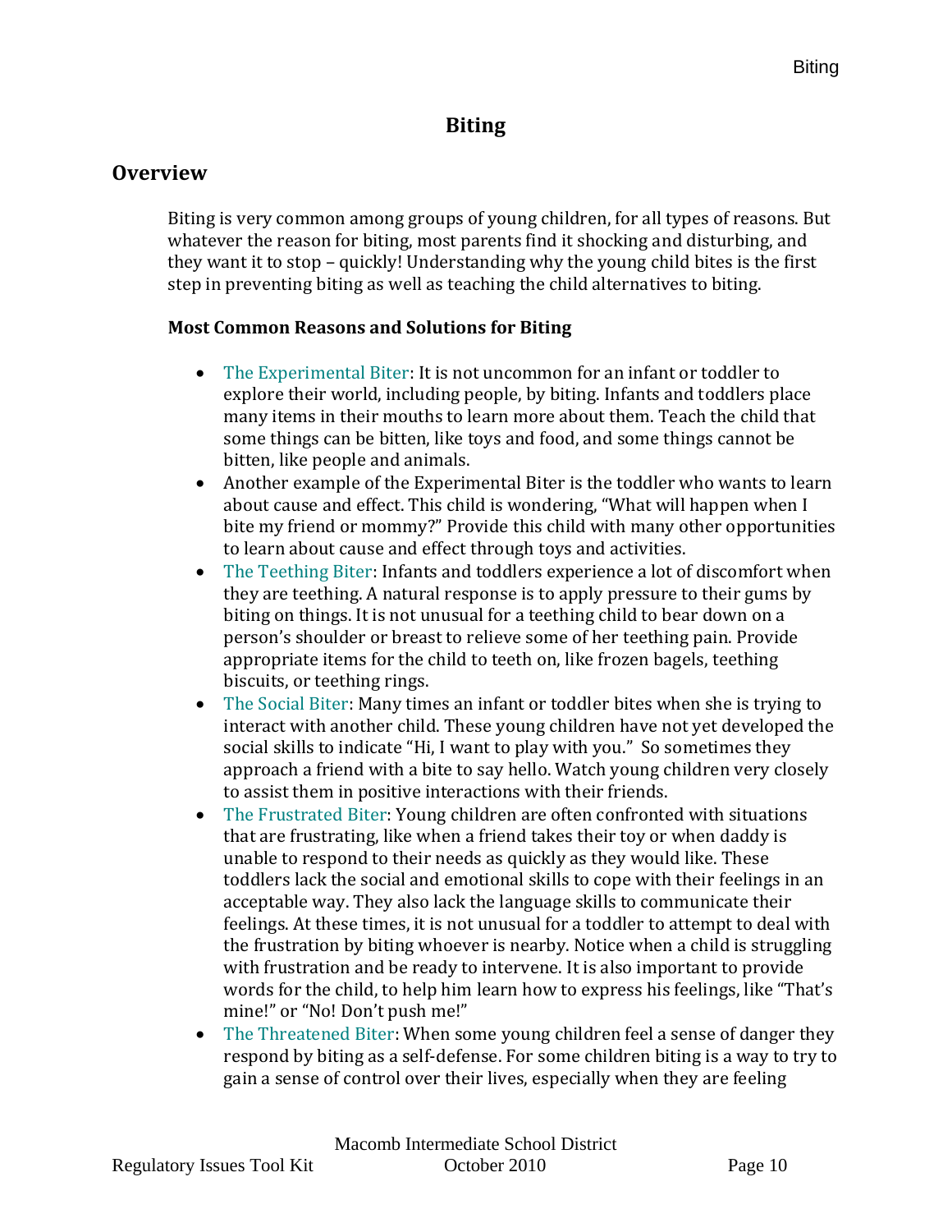# Biting

## Overview

Biting is very common among groups of young children, for all types of reasons. But whatever the reason for biting, most parents find it shocking and disturbing, and they want it to stop – quickly! Understanding why the young child bites is the first step in preventing biting as well as teaching the child alternatives to biting.

**Most Common Reasons and Solutions for Biting**

- The Experimental Biter: It is not uncommon for an infant or toddler to explore their world, including people, by biting. Infants and toddlers place many items in their mouths to learn more about them. Teach the child that some things can be bitten, like toys and food, and some things cannot be bitten, like people and animals.
- Another example of the Experimental Biter is the toddler who wants to learn about cause and effect. This child is wondering, "What will happen when I bite my friend or mommy?" Provide this child with many other opportunities to learn about cause and effect through toys and activities.
- The Teething Biter: Infants and toddlers experience a lot of discomfort when they are teething. A natural response is to apply pressure to their gums by biting on things. It is not unusual for a teething child to bear down on a person's shoulder or breast to relieve some of her teething pain. Provide appropriate items for the child to teeth on, like frozen bagels, teething biscuits, or teething rings.
- The Social Biter: Many times an infant or toddler bites when she is trying to interact with another child. These young children have not yet developed the social skills to indicate "Hi, I want to play with you." So sometimes they approach a friend with a bite to say hello. Watch young children very closely to assist them in positive interactions with their friends.
- The Frustrated Biter: Young children are often confronted with situations that are frustrating, like when a friend takes their toy or when daddy is unable to respond to their needs as quickly as they would like. These toddlers lack the social and emotional skills to cope with their feelings in an acceptable way. They also lack the language skills to communicate their feelings. At these times, it is not unusual for a toddler to attempt to deal with the frustration by biting whoever is nearby. Notice when a child is struggling with frustration and be ready to intervene. It is also important to provide words for the child, to help him learn how to express his feelings, like "That's mine!" or "No! Don't push me!"
- The Threatened Biter: When some young children feel a sense of danger they respond by biting as a self-defense. For some children biting is a way to try to gain a sense of control over their lives, especially when they are feeling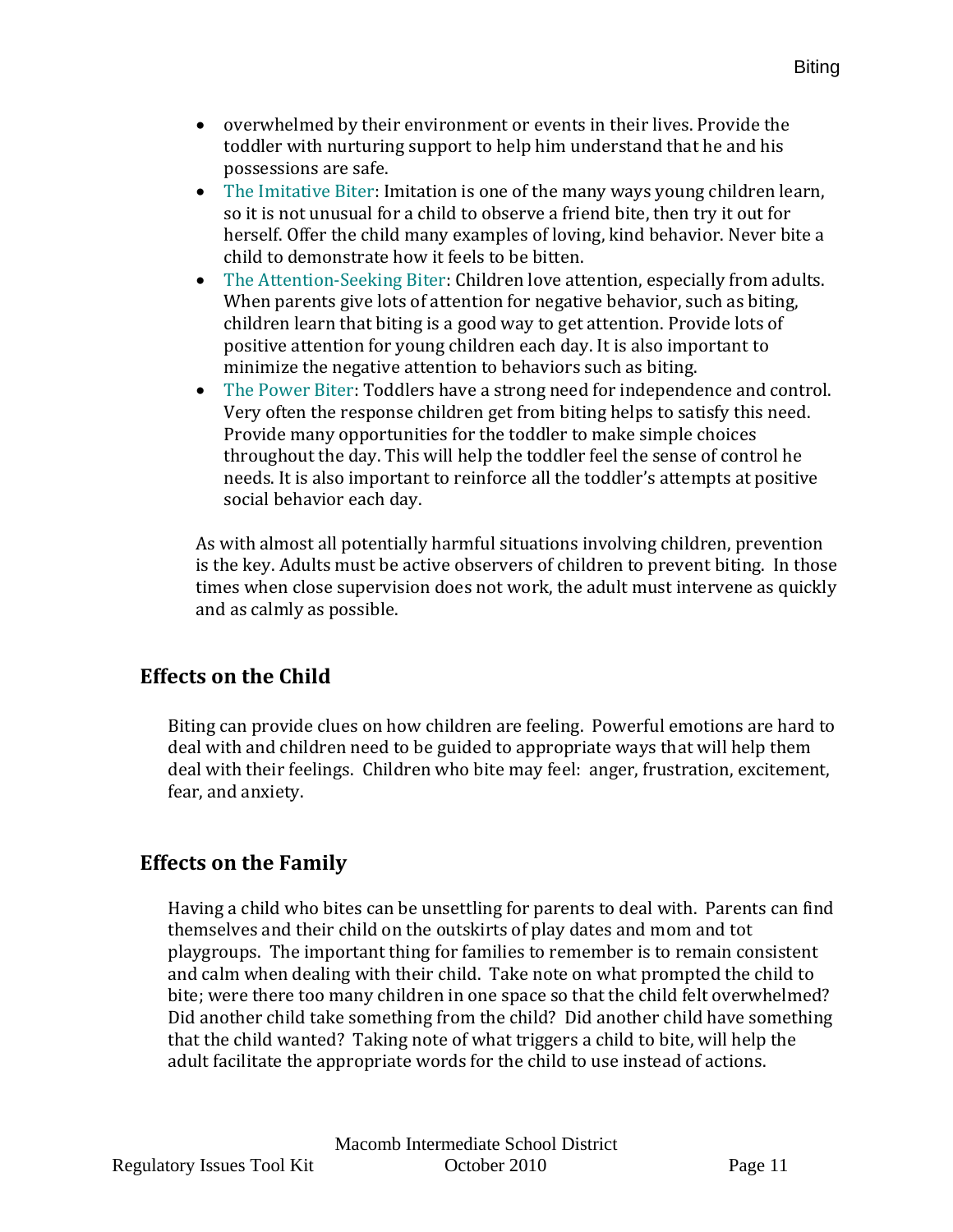- overwhelmed by their environment or events in their lives. Provide the toddler with nurturing support to help him understand that he and his possessions are safe.
- The Imitative Biter: Imitation is one of the many ways young children learn, so it is not unusual for a child to observe a friend bite, then try it out for herself. Offer the child many examples of loving, kind behavior. Never bite a child to demonstrate how it feels to be bitten.
- The Attention-Seeking Biter: Children love attention, especially from adults. When parents give lots of attention for negative behavior, such as biting, children learn that biting is a good way to get attention. Provide lots of positive attention for young children each day. It is also important to minimize the negative attention to behaviors such as biting.
- The Power Biter: Toddlers have a strong need for independence and control. Very often the response children get from biting helps to satisfy this need. Provide many opportunities for the toddler to make simple choices throughout the day. This will help the toddler feel the sense of control he needs. It is also important to reinforce all the toddler's attempts at positive social behavior each day.

As with almost all potentially harmful situations involving children, prevention is the key. Adults must be active observers of children to prevent biting. In those times when close supervision does not work, the adult must intervene as quickly and as calmly as possible.

## Effects on the Child

Biting can provide clues on how children are feeling. Powerful emotions are hard to deal with and children need to be guided to appropriate ways that will help them deal with their feelings. Children who bite may feel: anger, frustration, excitement, fear, and anxiety.

## Effects on the Family

Having a child who bites can be unsettling for parents to deal with. Parents can find themselves and their child on the outskirts of play dates and mom and tot playgroups. The important thing for families to remember is to remain consistent and calm when dealing with their child. Take note on what prompted the child to bite; were there too many children in one space so that the child felt overwhelmed? Did another child take something from the child? Did another child have something that the child wanted? Taking note of what triggers a child to bite, will help the adult facilitate the appropriate words for the child to use instead of actions.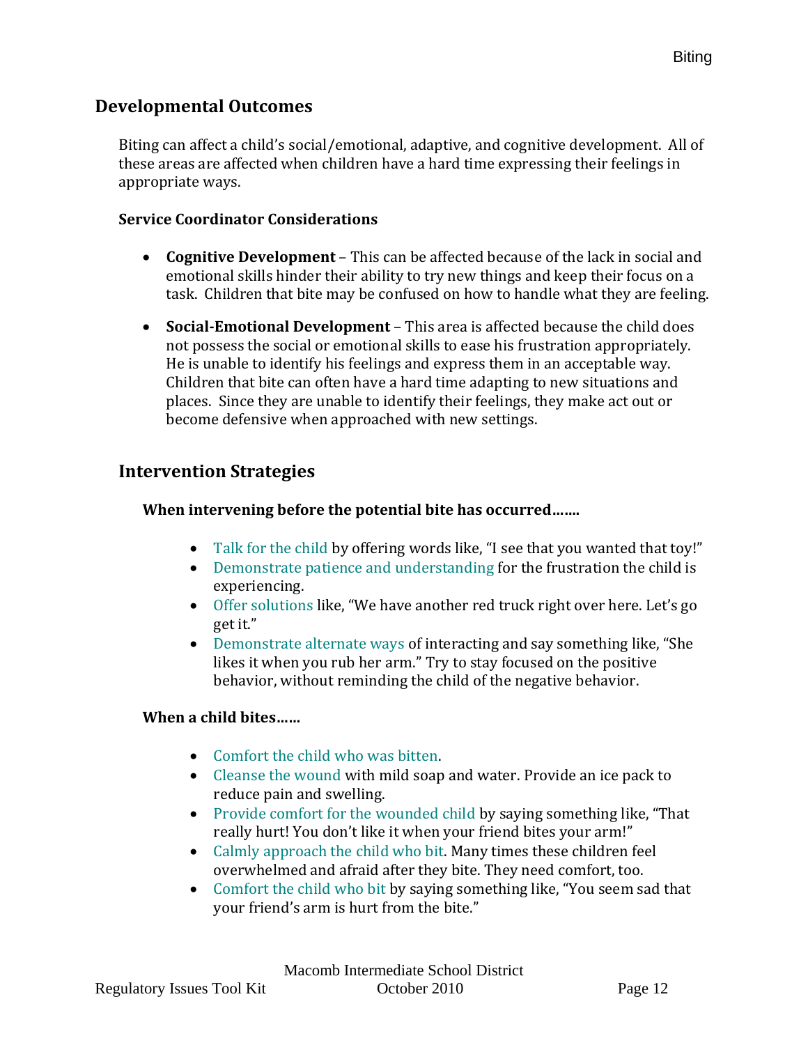## Developmental Outcomes

Biting can affect a child's social/emotional, adaptive, and cognitive development. All of these areas are affected when children have a hard time expressing their feelings in appropriate ways.

**Service Coordinator Considerations**

- **Cognitive Development** – This can be affected because of the lack in social and emotional skills hinder their ability to try new things and keep their focus on a task. Children that bite may be confused on how to handle what they are feeling.
- **Social-Emotional Development** – This area is affected because the child does not possess the social or emotional skills to ease his frustration appropriately. He is unable to identify his feelings and express them in an acceptable way. Children that bite can often have a hard time adapting to new situations and places. Since they are unable to identify their feelings, they make act out or become defensive when approached with new settings.

## Intervention Strategies

**When intervening before the potential bite has occurred…….**

- Talk for the child by offering words like, "I see that you wanted that toy!"
- Demonstrate patience and understanding for the frustration the child is experiencing.
- Offer solutions like, "We have another red truck right over here. Let's go get it."
- Demonstrate alternate ways of interacting and say something like, "She likes it when you rub her arm." Try to stay focused on the positive behavior, without reminding the child of the negative behavior.

**When a child bites……**

- Comfort the child who was bitten.
- Cleanse the wound with mild soap and water. Provide an ice pack to reduce pain and swelling.
- Provide comfort for the wounded child by saying something like, "That really hurt! You don't like it when your friend bites your arm!"
- Calmly approach the child who bit. Many times these children feel overwhelmed and afraid after they bite. They need comfort, too.
- Comfort the child who bit by saying something like, "You seem sad that your friend's arm is hurt from the bite."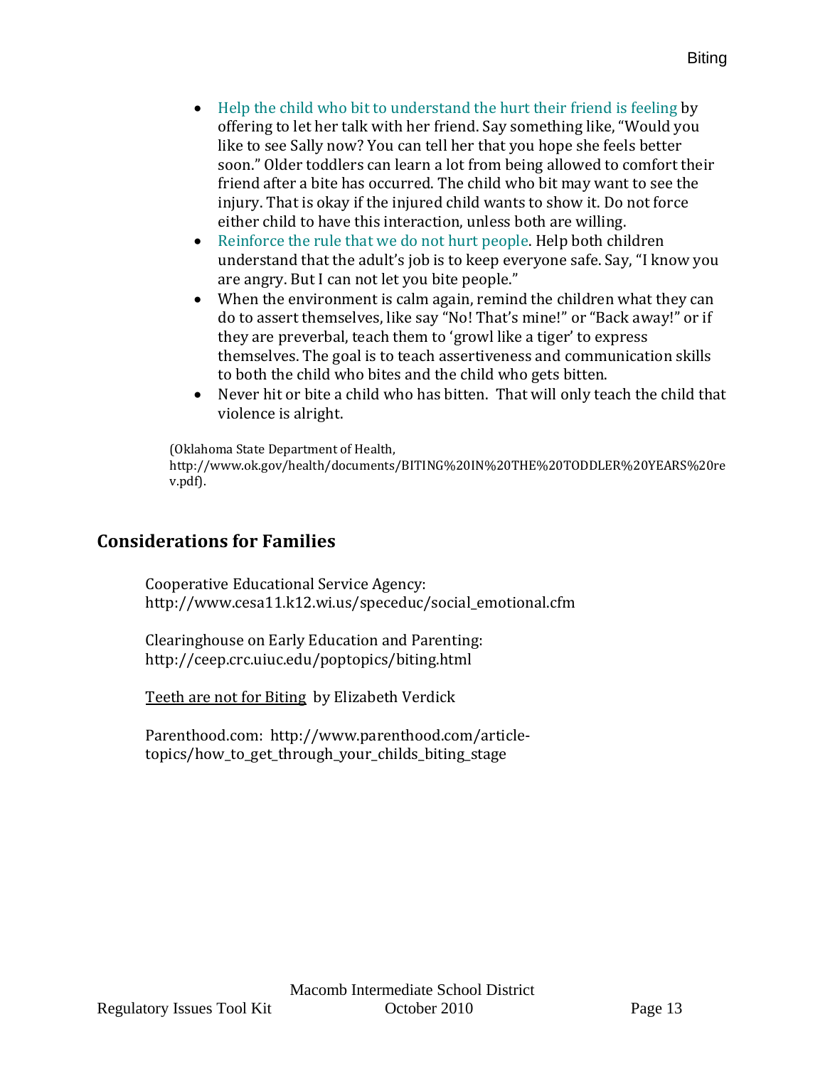- Help the child who bit to understand the hurt their friend is feeling by offering to let her talk with her friend. Say something like, "Would you like to see Sally now? You can tell her that you hope she feels better soon." Older toddlers can learn a lot from being allowed to comfort their friend after a bite has occurred. The child who bit may want to see the injury. That is okay if the injured child wants to show it. Do not force either child to have this interaction, unless both are willing.
- Reinforce the rule that we do not hurt people. Help both children understand that the adult's job is to keep everyone safe. Say, "I know you are angry. But I can not let you bite people."
- When the environment is calm again, remind the children what they can do to assert themselves, like say "No! That's mine!" or "Back away!" or if they are preverbal, teach them to 'growl like a tiger' to express themselves. The goal is to teach assertiveness and communication skills to both the child who bites and the child who gets bitten.
- Never hit or bite a child who has bitten. That will only teach the child that violence is alright.

(Oklahoma State Department of Health, http://www.ok.gov/health/documents/BITING%20IN%20THE%20TODDLER%20YEARS%20rev.pdf).

## Considerations for Families

Cooperative Educational Service Agency: http://www.cesa11.k12.wi.us/speceduc/social_emotional.cfm

Clearinghouse on Early Education and Parenting: http://ceep.crc.uiuc.edu/poptopics/biting.html

Teeth are not for Biting by Elizabeth Verdick

Parenthood.com: http://www.parenthood.com/article-topics/how_to_get_through_your_childs_biting_stage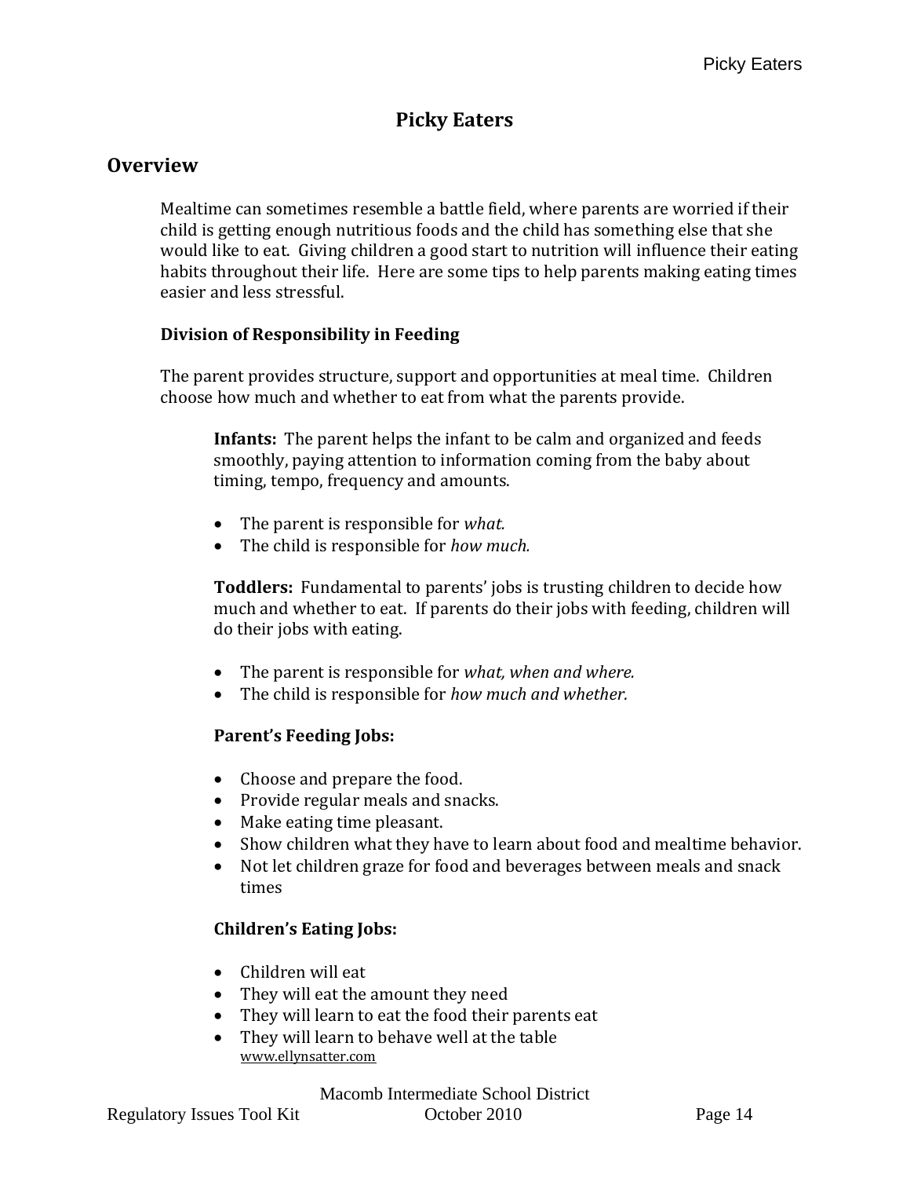# Picky Eaters

## Overview

Mealtime can sometimes resemble a battle field, where parents are worried if their child is getting enough nutritious foods and the child has something else that she would like to eat. Giving children a good start to nutrition will influence their eating habits throughout their life. Here are some tips to help parents making eating times easier and less stressful.

### Division of Responsibility in Feeding

The parent provides structure, support and opportunities at meal time. Children choose how much and whether to eat from what the parents provide.

**Infants:** The parent helps the infant to be calm and organized and feeds smoothly, paying attention to information coming from the baby about timing, tempo, frequency and amounts.

- The parent is responsible for *what.*
- The child is responsible for *how much.*

**Toddlers:** Fundamental to parents' jobs is trusting children to decide how much and whether to eat. If parents do their jobs with feeding, children will do their jobs with eating.

- The parent is responsible for *what, when and where.*
- The child is responsible for *how much and whether.*

**Parent's Feeding Jobs:**

- Choose and prepare the food.
- Provide regular meals and snacks.
- Make eating time pleasant.
- Show children what they have to learn about food and mealtime behavior.
- Not let children graze for food and beverages between meals and snack times

**Children's Eating Jobs:**

- Children will eat
- They will eat the amount they need
- They will learn to eat the food their parents eat
- They will learn to behave well at the table

www.ellynsatter.com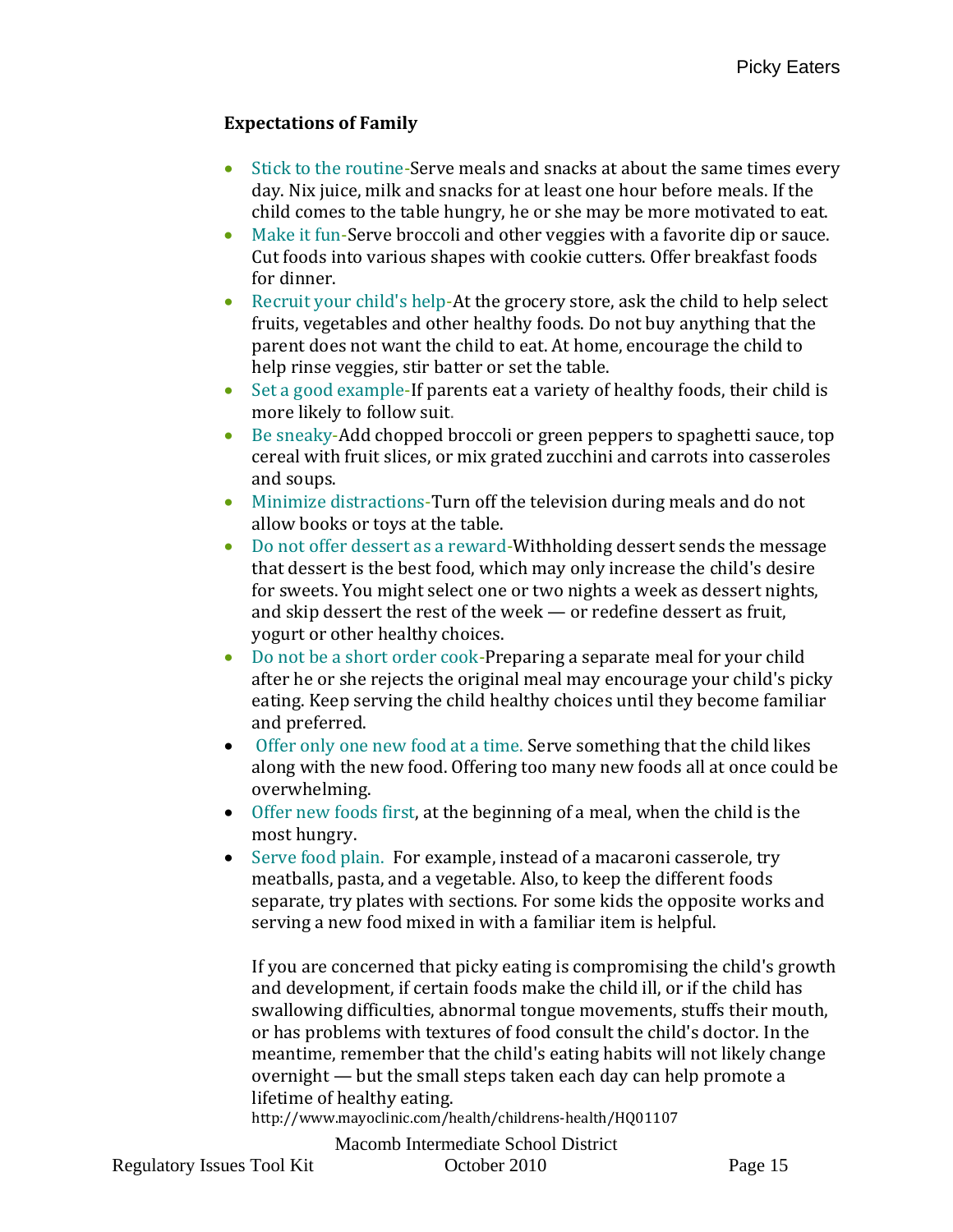**Expectations of Family**

- Stick to the routine-Serve meals and snacks at about the same times every day. Nix juice, milk and snacks for at least one hour before meals. If the child comes to the table hungry, he or she may be more motivated to eat.
- Make it fun-Serve broccoli and other veggies with a favorite dip or sauce. Cut foods into various shapes with cookie cutters. Offer breakfast foods for dinner.
- Recruit your child's help-At the grocery store, ask the child to help select fruits, vegetables and other healthy foods. Do not buy anything that the parent does not want the child to eat. At home, encourage the child to help rinse veggies, stir batter or set the table.
- Set a good example-If parents eat a variety of healthy foods, their child is more likely to follow suit.
- Be sneaky-Add chopped broccoli or green peppers to spaghetti sauce, top cereal with fruit slices, or mix grated zucchini and carrots into casseroles and soups.
- Minimize distractions-Turn off the television during meals and do not allow books or toys at the table.
- Do not offer dessert as a reward-Withholding dessert sends the message that dessert is the best food, which may only increase the child's desire for sweets. You might select one or two nights a week as dessert nights, and skip dessert the rest of the week — or redefine dessert as fruit, yogurt or other healthy choices.
- Do not be a short order cook-Preparing a separate meal for your child after he or she rejects the original meal may encourage your child's picky eating. Keep serving the child healthy choices until they become familiar and preferred.
- Offer only one new food at a time. Serve something that the child likes along with the new food. Offering too many new foods all at once could be overwhelming.
- Offer new foods first, at the beginning of a meal, when the child is the most hungry.
- Serve food plain. For example, instead of a macaroni casserole, try meatballs, pasta, and a vegetable. Also, to keep the different foods separate, try plates with sections. For some kids the opposite works and serving a new food mixed in with a familiar item is helpful.

If you are concerned that picky eating is compromising the child's growth and development, if certain foods make the child ill, or if the child has swallowing difficulties, abnormal tongue movements, stuffs their mouth, or has problems with textures of food consult the child's doctor. In the meantime, remember that the child's eating habits will not likely change overnight — but the small steps taken each day can help promote a lifetime of healthy eating.

http://www.mayoclinic.com/health/childrens-health/HQ01107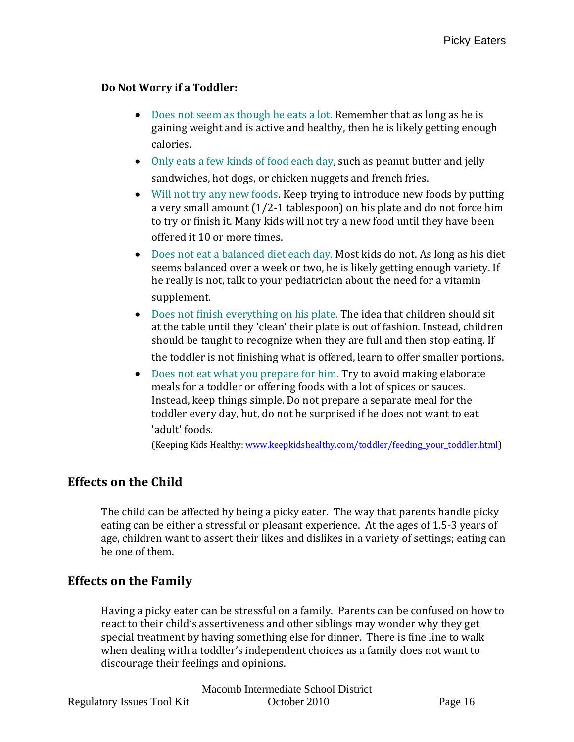**Do Not Worry if a Toddler:**

- Does not seem as though he eats a lot. Remember that as long as he is gaining weight and is active and healthy, then he is likely getting enough calories.
- Only eats a few kinds of food each day, such as peanut butter and jelly sandwiches, hot dogs, or chicken nuggets and french fries.
- Will not try any new foods. Keep trying to introduce new foods by putting a very small amount (1/2-1 tablespoon) on his plate and do not force him to try or finish it. Many kids will not try a new food until they have been offered it 10 or more times.
- Does not eat a balanced diet each day. Most kids do not. As long as his diet seems balanced over a week or two, he is likely getting enough variety. If he really is not, talk to your pediatrician about the need for a vitamin supplement.
- Does not finish everything on his plate. The idea that children should sit at the table until they 'clean' their plate is out of fashion. Instead, children should be taught to recognize when they are full and then stop eating. If the toddler is not finishing what is offered, learn to offer smaller portions.
- Does not eat what you prepare for him. Try to avoid making elaborate meals for a toddler or offering foods with a lot of spices or sauces. Instead, keep things simple. Do not prepare a separate meal for the toddler every day, but, do not be surprised if he does not want to eat 'adult' foods.

  (Keeping Kids Healthy: www.keepkidshealthy.com/toddler/feeding_your_toddler.html)

## Effects on the Child

The child can be affected by being a picky eater. The way that parents handle picky eating can be either a stressful or pleasant experience. At the ages of 1.5-3 years of age, children want to assert their likes and dislikes in a variety of settings; eating can be one of them.

## Effects on the Family

Having a picky eater can be stressful on a family. Parents can be confused on how to react to their child's assertiveness and other siblings may wonder why they get special treatment by having something else for dinner. There is fine line to walk when dealing with a toddler's independent choices as a family does not want to discourage their feelings and opinions.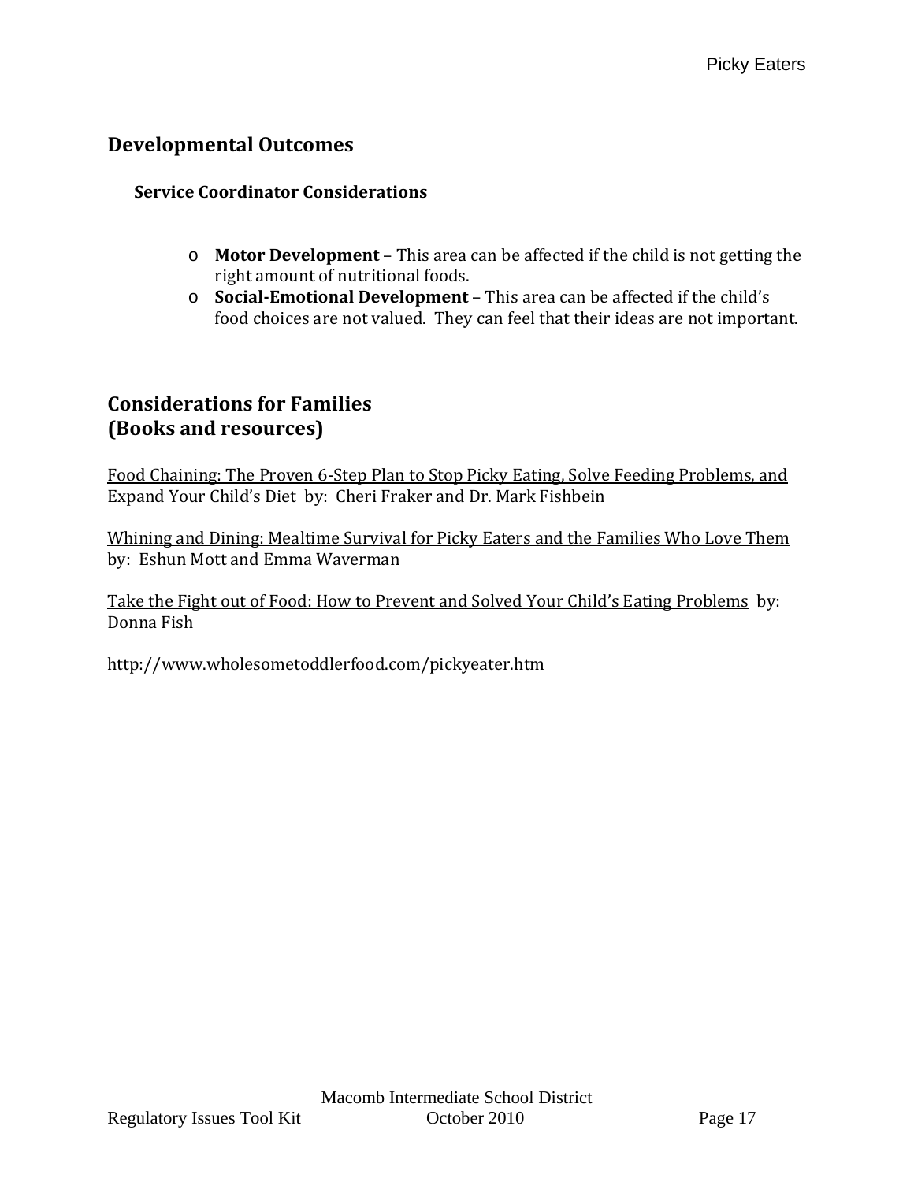## Developmental Outcomes

### Service Coordinator Considerations

- **Motor Development** – This area can be affected if the child is not getting the right amount of nutritional foods.
- **Social-Emotional Development** – This area can be affected if the child's food choices are not valued. They can feel that their ideas are not important.

## Considerations for Families (Books and resources)

Food Chaining: The Proven 6-Step Plan to Stop Picky Eating, Solve Feeding Problems, and Expand Your Child's Diet by: Cheri Fraker and Dr. Mark Fishbein

Whining and Dining: Mealtime Survival for Picky Eaters and the Families Who Love Them by: Eshun Mott and Emma Waverman

Take the Fight out of Food: How to Prevent and Solved Your Child's Eating Problems by: Donna Fish

http://www.wholesometoddlerfood.com/pickyeater.htm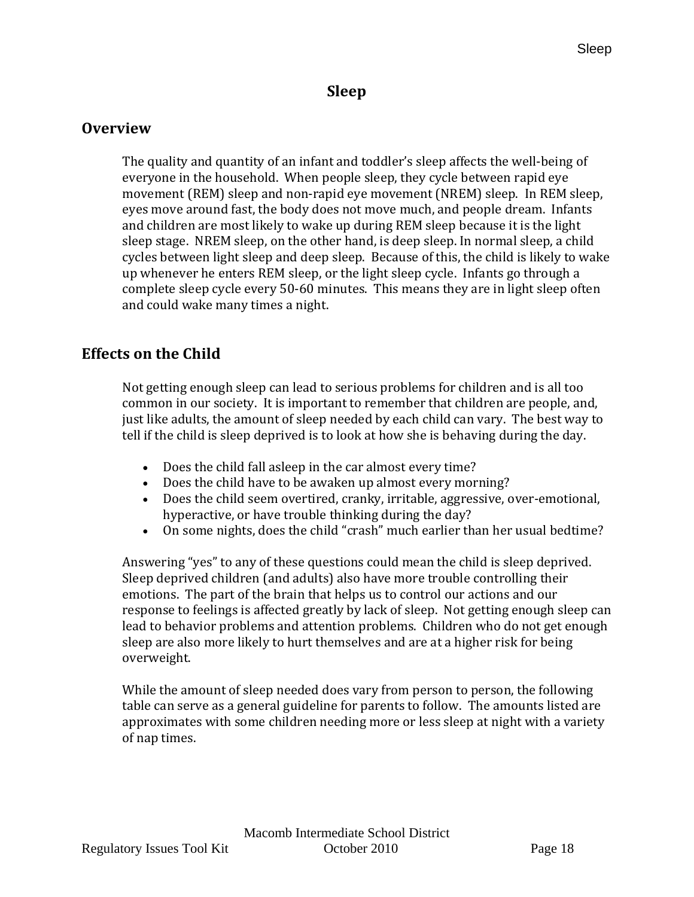# Sleep

## Overview

The quality and quantity of an infant and toddler's sleep affects the well-being of everyone in the household. When people sleep, they cycle between rapid eye movement (REM) sleep and non-rapid eye movement (NREM) sleep. In REM sleep, eyes move around fast, the body does not move much, and people dream. Infants and children are most likely to wake up during REM sleep because it is the light sleep stage. NREM sleep, on the other hand, is deep sleep. In normal sleep, a child cycles between light sleep and deep sleep. Because of this, the child is likely to wake up whenever he enters REM sleep, or the light sleep cycle. Infants go through a complete sleep cycle every 50-60 minutes. This means they are in light sleep often and could wake many times a night.

## Effects on the Child

Not getting enough sleep can lead to serious problems for children and is all too common in our society. It is important to remember that children are people, and, just like adults, the amount of sleep needed by each child can vary. The best way to tell if the child is sleep deprived is to look at how she is behaving during the day.

- Does the child fall asleep in the car almost every time?
- Does the child have to be awaken up almost every morning?
- Does the child seem overtired, cranky, irritable, aggressive, over-emotional, hyperactive, or have trouble thinking during the day?
- On some nights, does the child "crash" much earlier than her usual bedtime?

Answering "yes" to any of these questions could mean the child is sleep deprived. Sleep deprived children (and adults) also have more trouble controlling their emotions. The part of the brain that helps us to control our actions and our response to feelings is affected greatly by lack of sleep. Not getting enough sleep can lead to behavior problems and attention problems. Children who do not get enough sleep are also more likely to hurt themselves and are at a higher risk for being overweight.

While the amount of sleep needed does vary from person to person, the following table can serve as a general guideline for parents to follow. The amounts listed are approximates with some children needing more or less sleep at night with a variety of nap times.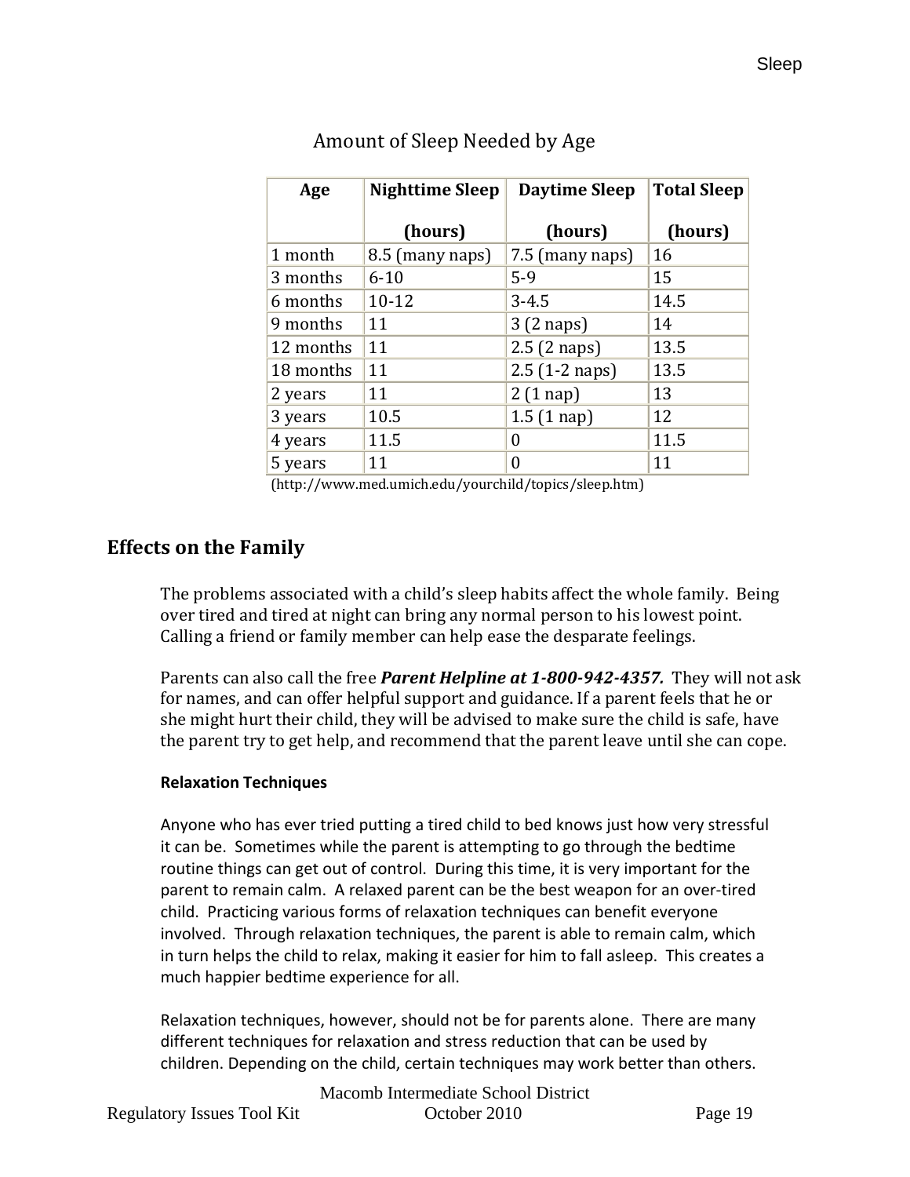Amount of Sleep Needed by Age

| Age | Nighttime Sleep (hours) | Daytime Sleep (hours) | Total Sleep (hours) |
|---|---|---|---|
| 1 month | 8.5 (many naps) | 7.5 (many naps) | 16 |
| 3 months | 6-10 | 5-9 | 15 |
| 6 months | 10-12 | 3-4.5 | 14.5 |
| 9 months | 11 | 3 (2 naps) | 14 |
| 12 months | 11 | 2.5 (2 naps) | 13.5 |
| 18 months | 11 | 2.5 (1-2 naps) | 13.5 |
| 2 years | 11 | 2 (1 nap) | 13 |
| 3 years | 10.5 | 1.5 (1 nap) | 12 |
| 4 years | 11.5 | 0 | 11.5 |
| 5 years | 11 | 0 | 11 |

(http://www.med.umich.edu/yourchild/topics/sleep.htm)

## Effects on the Family

The problems associated with a child's sleep habits affect the whole family. Being over tired and tired at night can bring any normal person to his lowest point. Calling a friend or family member can help ease the desparate feelings.

Parents can also call the free ***Parent Helpline at 1-800-942-4357.*** They will not ask for names, and can offer helpful support and guidance. If a parent feels that he or she might hurt their child, they will be advised to make sure the child is safe, have the parent try to get help, and recommend that the parent leave until she can cope.

### Relaxation Techniques

Anyone who has ever tried putting a tired child to bed knows just how very stressful it can be. Sometimes while the parent is attempting to go through the bedtime routine things can get out of control. During this time, it is very important for the parent to remain calm. A relaxed parent can be the best weapon for an over-tired child. Practicing various forms of relaxation techniques can benefit everyone involved. Through relaxation techniques, the parent is able to remain calm, which in turn helps the child to relax, making it easier for him to fall asleep. This creates a much happier bedtime experience for all.

Relaxation techniques, however, should not be for parents alone. There are many different techniques for relaxation and stress reduction that can be used by children. Depending on the child, certain techniques may work better than others.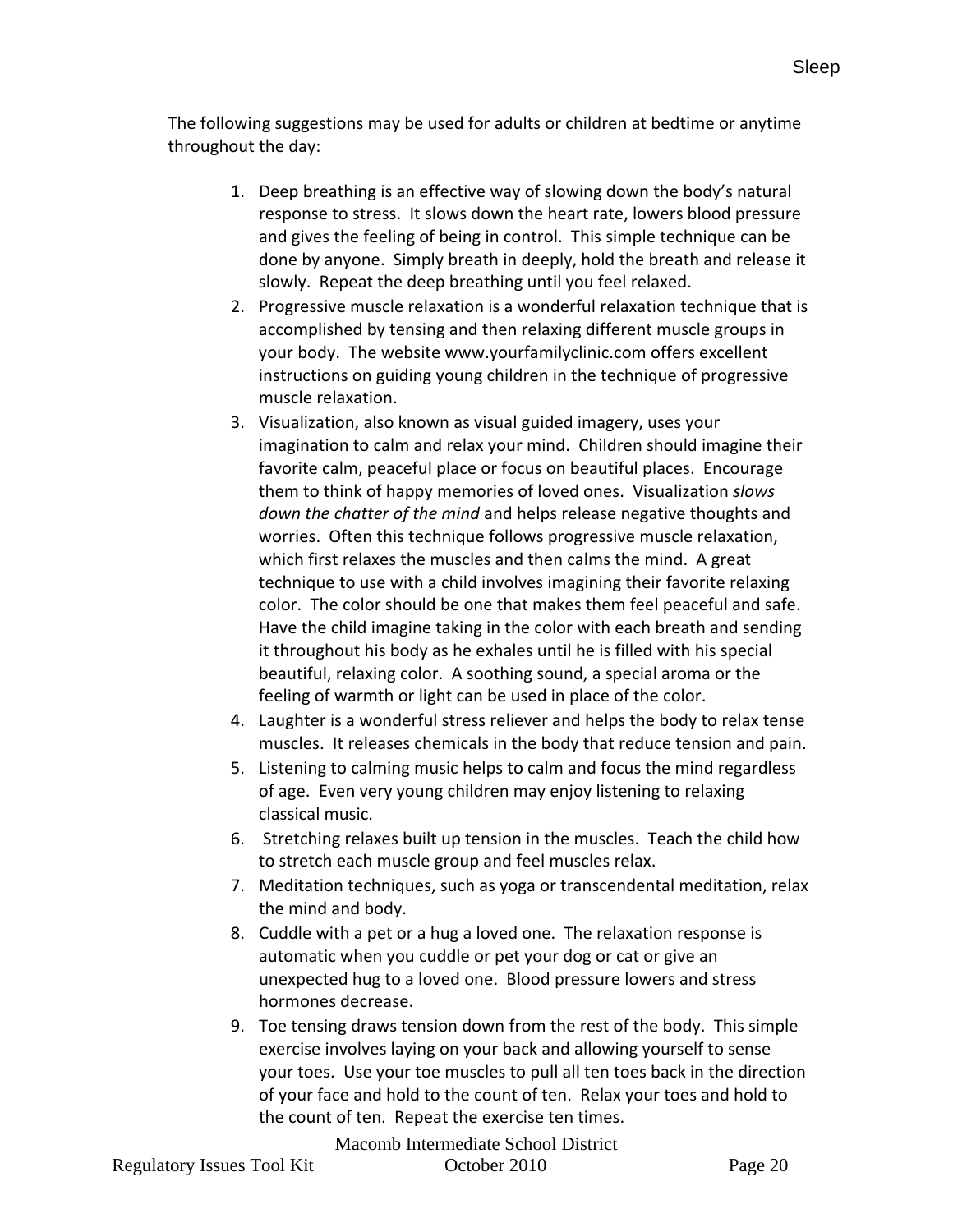The following suggestions may be used for adults or children at bedtime or anytime throughout the day:

1. Deep breathing is an effective way of slowing down the body's natural response to stress. It slows down the heart rate, lowers blood pressure and gives the feeling of being in control. This simple technique can be done by anyone. Simply breath in deeply, hold the breath and release it slowly. Repeat the deep breathing until you feel relaxed.
2. Progressive muscle relaxation is a wonderful relaxation technique that is accomplished by tensing and then relaxing different muscle groups in your body. The website www.yourfamilyclinic.com offers excellent instructions on guiding young children in the technique of progressive muscle relaxation.
3. Visualization, also known as visual guided imagery, uses your imagination to calm and relax your mind. Children should imagine their favorite calm, peaceful place or focus on beautiful places. Encourage them to think of happy memories of loved ones. Visualization *slows down the chatter of the mind* and helps release negative thoughts and worries. Often this technique follows progressive muscle relaxation, which first relaxes the muscles and then calms the mind. A great technique to use with a child involves imagining their favorite relaxing color. The color should be one that makes them feel peaceful and safe. Have the child imagine taking in the color with each breath and sending it throughout his body as he exhales until he is filled with his special beautiful, relaxing color. A soothing sound, a special aroma or the feeling of warmth or light can be used in place of the color.
4. Laughter is a wonderful stress reliever and helps the body to relax tense muscles. It releases chemicals in the body that reduce tension and pain.
5. Listening to calming music helps to calm and focus the mind regardless of age. Even very young children may enjoy listening to relaxing classical music.
6. Stretching relaxes built up tension in the muscles. Teach the child how to stretch each muscle group and feel muscles relax.
7. Meditation techniques, such as yoga or transcendental meditation, relax the mind and body.
8. Cuddle with a pet or a hug a loved one. The relaxation response is automatic when you cuddle or pet your dog or cat or give an unexpected hug to a loved one. Blood pressure lowers and stress hormones decrease.
9. Toe tensing draws tension down from the rest of the body. This simple exercise involves laying on your back and allowing yourself to sense your toes. Use your toe muscles to pull all ten toes back in the direction of your face and hold to the count of ten. Relax your toes and hold to the count of ten. Repeat the exercise ten times.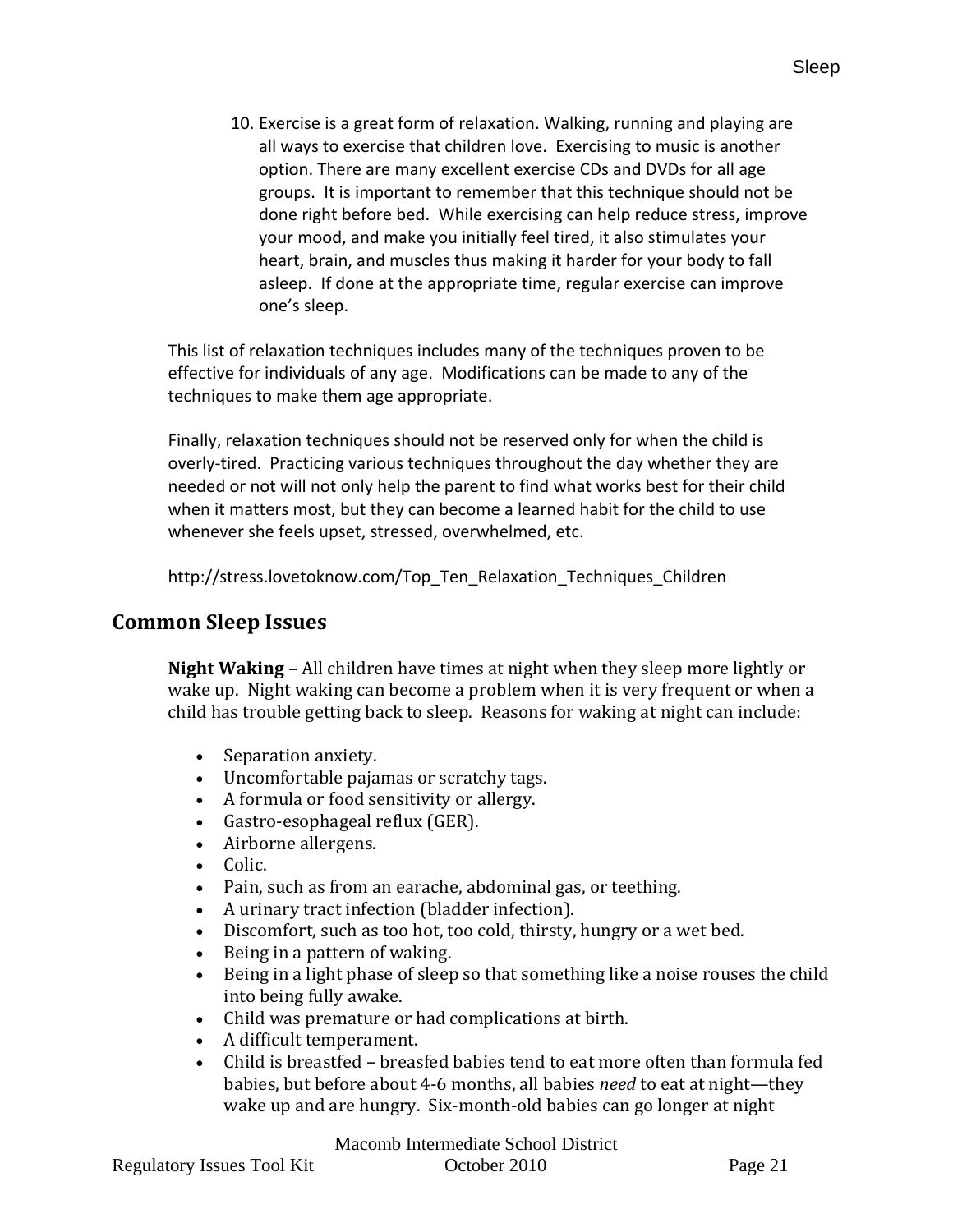10. Exercise is a great form of relaxation. Walking, running and playing are all ways to exercise that children love. Exercising to music is another option. There are many excellent exercise CDs and DVDs for all age groups. It is important to remember that this technique should not be done right before bed. While exercising can help reduce stress, improve your mood, and make you initially feel tired, it also stimulates your heart, brain, and muscles thus making it harder for your body to fall asleep. If done at the appropriate time, regular exercise can improve one's sleep.

This list of relaxation techniques includes many of the techniques proven to be effective for individuals of any age. Modifications can be made to any of the techniques to make them age appropriate.

Finally, relaxation techniques should not be reserved only for when the child is overly-tired. Practicing various techniques throughout the day whether they are needed or not will not only help the parent to find what works best for their child when it matters most, but they can become a learned habit for the child to use whenever she feels upset, stressed, overwhelmed, etc.

http://stress.lovetoknow.com/Top_Ten_Relaxation_Techniques_Children

## Common Sleep Issues

**Night Waking** – All children have times at night when they sleep more lightly or wake up. Night waking can become a problem when it is very frequent or when a child has trouble getting back to sleep. Reasons for waking at night can include:

- Separation anxiety.
- Uncomfortable pajamas or scratchy tags.
- A formula or food sensitivity or allergy.
- Gastro-esophageal reflux (GER).
- Airborne allergens.
- Colic.
- Pain, such as from an earache, abdominal gas, or teething.
- A urinary tract infection (bladder infection).
- Discomfort, such as too hot, too cold, thirsty, hungry or a wet bed.
- Being in a pattern of waking.
- Being in a light phase of sleep so that something like a noise rouses the child into being fully awake.
- Child was premature or had complications at birth.
- A difficult temperament.
- Child is breastfed – breasfed babies tend to eat more often than formula fed babies, but before about 4-6 months, all babies *need* to eat at night—they wake up and are hungry. Six-month-old babies can go longer at night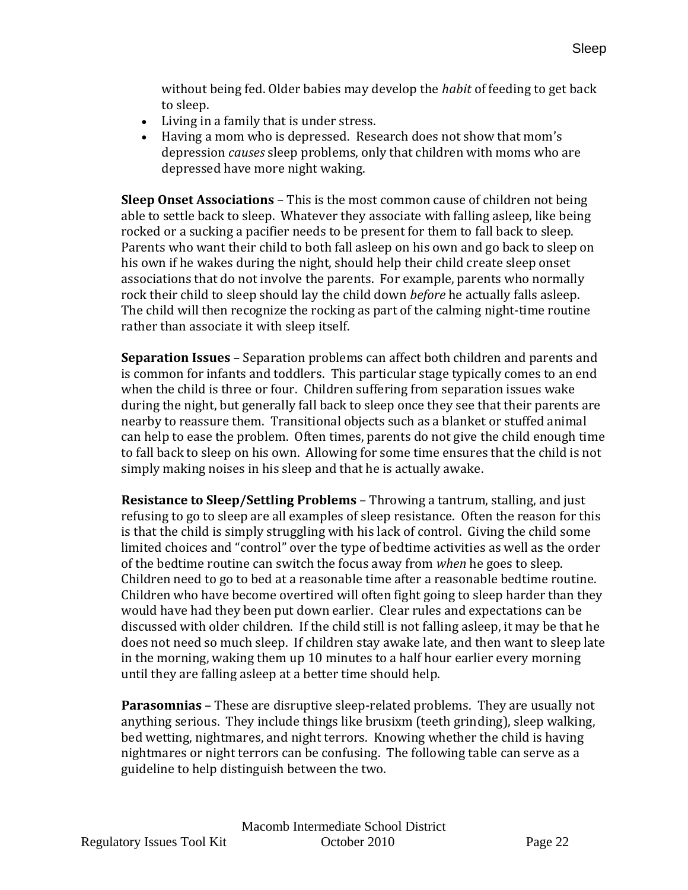without being fed. Older babies may develop the *habit* of feeding to get back to sleep.

- Living in a family that is under stress.
- Having a mom who is depressed. Research does not show that mom's depression *causes* sleep problems, only that children with moms who are depressed have more night waking.

**Sleep Onset Associations** – This is the most common cause of children not being able to settle back to sleep. Whatever they associate with falling asleep, like being rocked or a sucking a pacifier needs to be present for them to fall back to sleep. Parents who want their child to both fall asleep on his own and go back to sleep on his own if he wakes during the night, should help their child create sleep onset associations that do not involve the parents. For example, parents who normally rock their child to sleep should lay the child down *before* he actually falls asleep. The child will then recognize the rocking as part of the calming night-time routine rather than associate it with sleep itself.

**Separation Issues** – Separation problems can affect both children and parents and is common for infants and toddlers. This particular stage typically comes to an end when the child is three or four. Children suffering from separation issues wake during the night, but generally fall back to sleep once they see that their parents are nearby to reassure them. Transitional objects such as a blanket or stuffed animal can help to ease the problem. Often times, parents do not give the child enough time to fall back to sleep on his own. Allowing for some time ensures that the child is not simply making noises in his sleep and that he is actually awake.

**Resistance to Sleep/Settling Problems** – Throwing a tantrum, stalling, and just refusing to go to sleep are all examples of sleep resistance. Often the reason for this is that the child is simply struggling with his lack of control. Giving the child some limited choices and "control" over the type of bedtime activities as well as the order of the bedtime routine can switch the focus away from *when* he goes to sleep. Children need to go to bed at a reasonable time after a reasonable bedtime routine. Children who have become overtired will often fight going to sleep harder than they would have had they been put down earlier. Clear rules and expectations can be discussed with older children. If the child still is not falling asleep, it may be that he does not need so much sleep. If children stay awake late, and then want to sleep late in the morning, waking them up 10 minutes to a half hour earlier every morning until they are falling asleep at a better time should help.

**Parasomnias** – These are disruptive sleep-related problems. They are usually not anything serious. They include things like brusixm (teeth grinding), sleep walking, bed wetting, nightmares, and night terrors. Knowing whether the child is having nightmares or night terrors can be confusing. The following table can serve as a guideline to help distinguish between the two.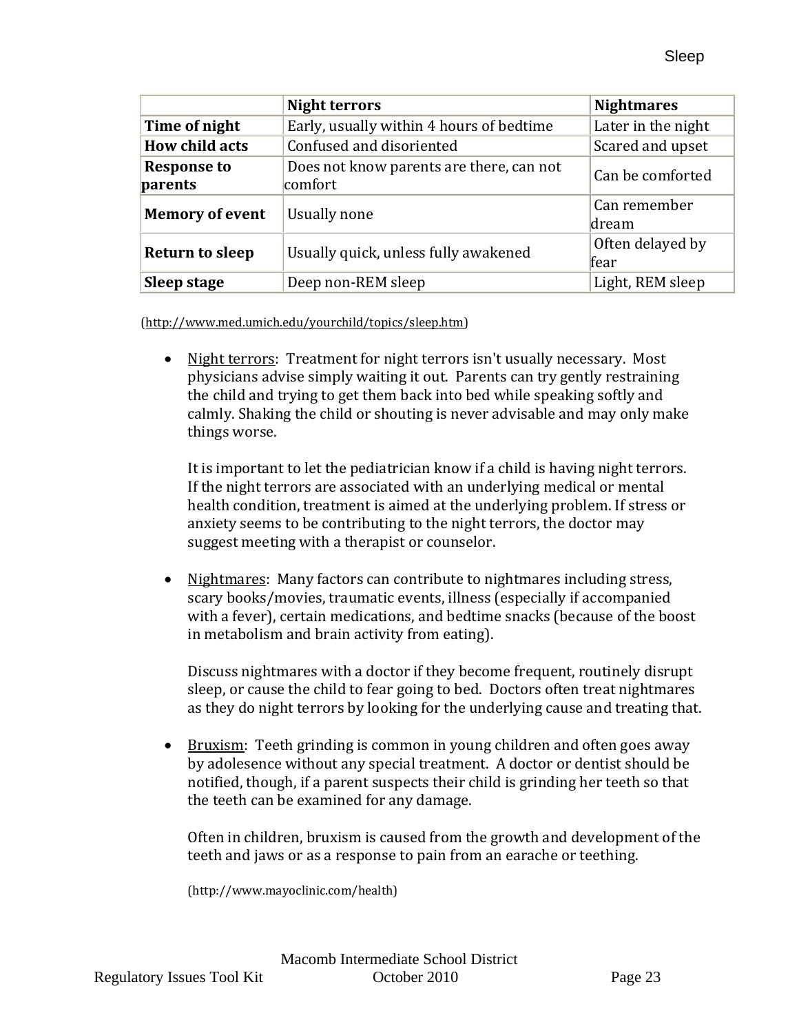| | Night terrors | Nightmares |
|---|---|---|
| **Time of night** | Early, usually within 4 hours of bedtime | Later in the night |
| **How child acts** | Confused and disoriented | Scared and upset |
| **Response to parents** | Does not know parents are there, can not comfort | Can be comforted |
| **Memory of event** | Usually none | Can remember dream |
| **Return to sleep** | Usually quick, unless fully awakened | Often delayed by fear |
| **Sleep stage** | Deep non-REM sleep | Light, REM sleep |

(http://www.med.umich.edu/yourchild/topics/sleep.htm)

- Night terrors: Treatment for night terrors isn't usually necessary. Most physicians advise simply waiting it out. Parents can try gently restraining the child and trying to get them back into bed while speaking softly and calmly. Shaking the child or shouting is never advisable and may only make things worse.

  It is important to let the pediatrician know if a child is having night terrors. If the night terrors are associated with an underlying medical or mental health condition, treatment is aimed at the underlying problem. If stress or anxiety seems to be contributing to the night terrors, the doctor may suggest meeting with a therapist or counselor.

- Nightmares: Many factors can contribute to nightmares including stress, scary books/movies, traumatic events, illness (especially if accompanied with a fever), certain medications, and bedtime snacks (because of the boost in metabolism and brain activity from eating).

  Discuss nightmares with a doctor if they become frequent, routinely disrupt sleep, or cause the child to fear going to bed. Doctors often treat nightmares as they do night terrors by looking for the underlying cause and treating that.

- Bruxism: Teeth grinding is common in young children and often goes away by adolesence without any special treatment. A doctor or dentist should be notified, though, if a parent suspects their child is grinding her teeth so that the teeth can be examined for any damage.

  Often in children, bruxism is caused from the growth and development of the teeth and jaws or as a response to pain from an earache or teething.

  (http://www.mayoclinic.com/health)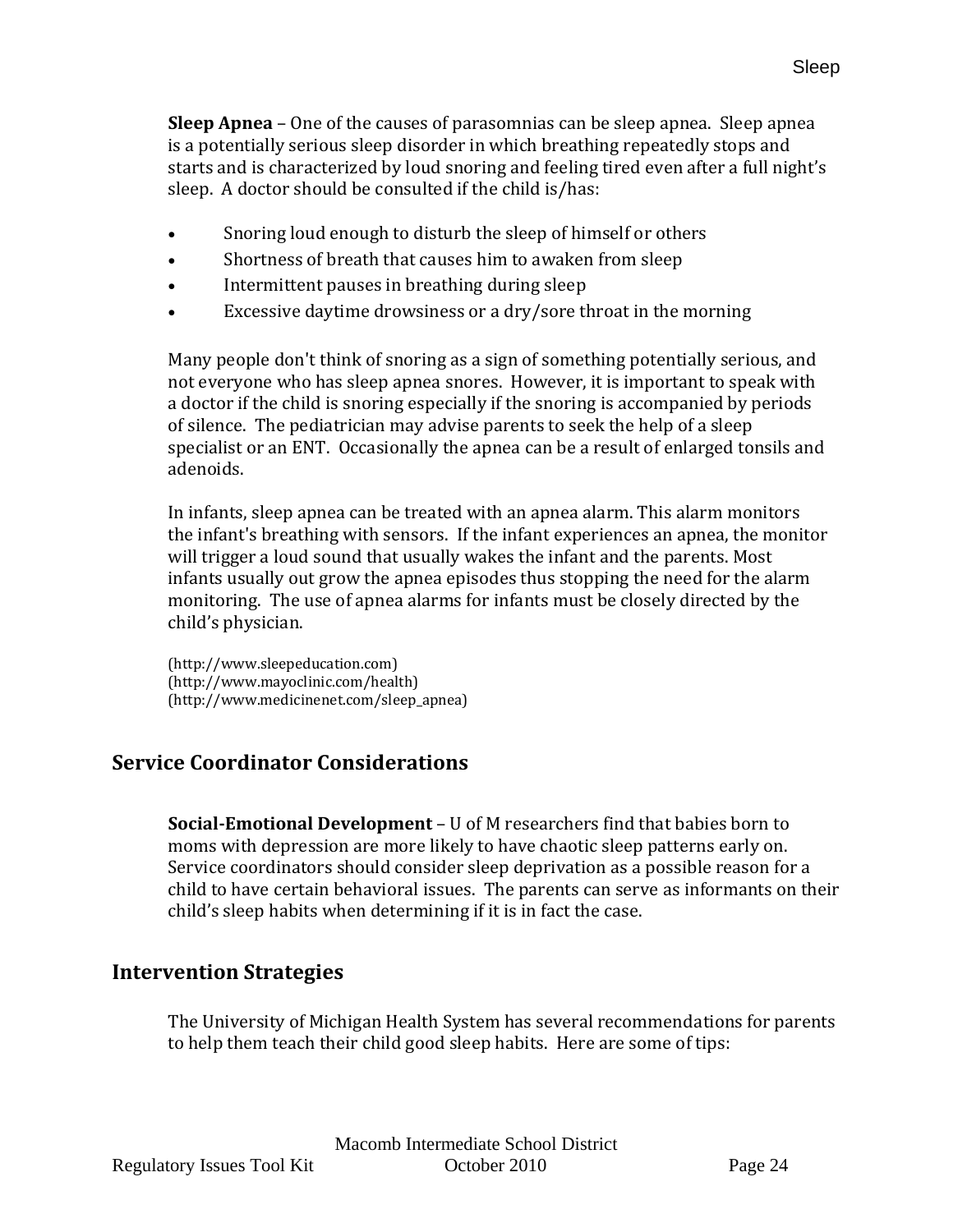**Sleep Apnea** – One of the causes of parasomnias can be sleep apnea. Sleep apnea is a potentially serious sleep disorder in which breathing repeatedly stops and starts and is characterized by loud snoring and feeling tired even after a full night's sleep. A doctor should be consulted if the child is/has:

- Snoring loud enough to disturb the sleep of himself or others
- Shortness of breath that causes him to awaken from sleep
- Intermittent pauses in breathing during sleep
- Excessive daytime drowsiness or a dry/sore throat in the morning

Many people don't think of snoring as a sign of something potentially serious, and not everyone who has sleep apnea snores. However, it is important to speak with a doctor if the child is snoring especially if the snoring is accompanied by periods of silence. The pediatrician may advise parents to seek the help of a sleep specialist or an ENT. Occasionally the apnea can be a result of enlarged tonsils and adenoids.

In infants, sleep apnea can be treated with an apnea alarm. This alarm monitors the infant's breathing with sensors. If the infant experiences an apnea, the monitor will trigger a loud sound that usually wakes the infant and the parents. Most infants usually out grow the apnea episodes thus stopping the need for the alarm monitoring. The use of apnea alarms for infants must be closely directed by the child's physician.

(http://www.sleepeducation.com)
(http://www.mayoclinic.com/health)
(http://www.medicinenet.com/sleep_apnea)

## Service Coordinator Considerations

**Social-Emotional Development** – U of M researchers find that babies born to moms with depression are more likely to have chaotic sleep patterns early on. Service coordinators should consider sleep deprivation as a possible reason for a child to have certain behavioral issues. The parents can serve as informants on their child's sleep habits when determining if it is in fact the case.

## Intervention Strategies

The University of Michigan Health System has several recommendations for parents to help them teach their child good sleep habits. Here are some of tips: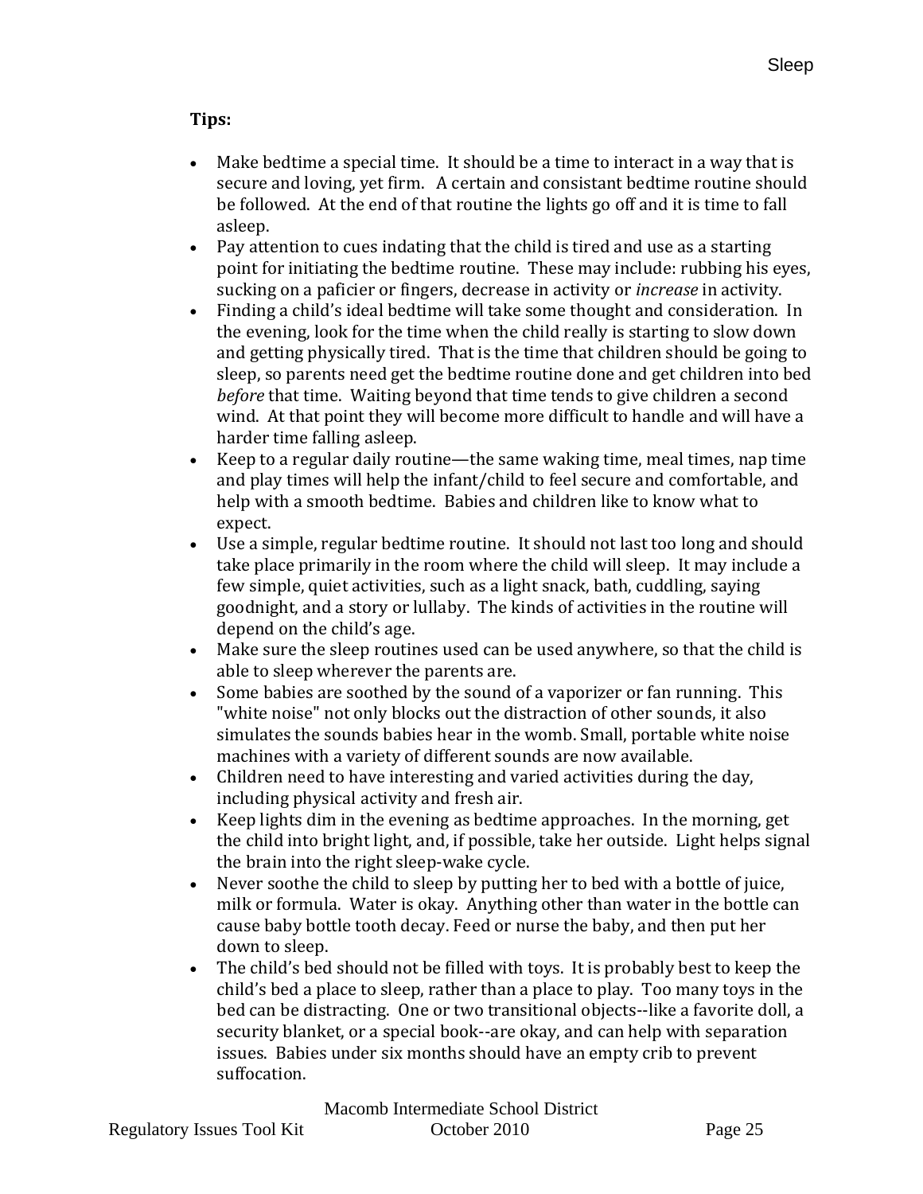**Tips:**

- Make bedtime a special time. It should be a time to interact in a way that is secure and loving, yet firm. A certain and consistant bedtime routine should be followed. At the end of that routine the lights go off and it is time to fall asleep.
- Pay attention to cues indating that the child is tired and use as a starting point for initiating the bedtime routine. These may include: rubbing his eyes, sucking on a paficier or fingers, decrease in activity or *increase* in activity.
- Finding a child's ideal bedtime will take some thought and consideration. In the evening, look for the time when the child really is starting to slow down and getting physically tired. That is the time that children should be going to sleep, so parents need get the bedtime routine done and get children into bed *before* that time. Waiting beyond that time tends to give children a second wind. At that point they will become more difficult to handle and will have a harder time falling asleep.
- Keep to a regular daily routine—the same waking time, meal times, nap time and play times will help the infant/child to feel secure and comfortable, and help with a smooth bedtime. Babies and children like to know what to expect.
- Use a simple, regular bedtime routine. It should not last too long and should take place primarily in the room where the child will sleep. It may include a few simple, quiet activities, such as a light snack, bath, cuddling, saying goodnight, and a story or lullaby. The kinds of activities in the routine will depend on the child's age.
- Make sure the sleep routines used can be used anywhere, so that the child is able to sleep wherever the parents are.
- Some babies are soothed by the sound of a vaporizer or fan running. This "white noise" not only blocks out the distraction of other sounds, it also simulates the sounds babies hear in the womb. Small, portable white noise machines with a variety of different sounds are now available.
- Children need to have interesting and varied activities during the day, including physical activity and fresh air.
- Keep lights dim in the evening as bedtime approaches. In the morning, get the child into bright light, and, if possible, take her outside. Light helps signal the brain into the right sleep-wake cycle.
- Never soothe the child to sleep by putting her to bed with a bottle of juice, milk or formula. Water is okay. Anything other than water in the bottle can cause baby bottle tooth decay. Feed or nurse the baby, and then put her down to sleep.
- The child's bed should not be filled with toys. It is probably best to keep the child's bed a place to sleep, rather than a place to play. Too many toys in the bed can be distracting. One or two transitional objects--like a favorite doll, a security blanket, or a special book--are okay, and can help with separation issues. Babies under six months should have an empty crib to prevent suffocation.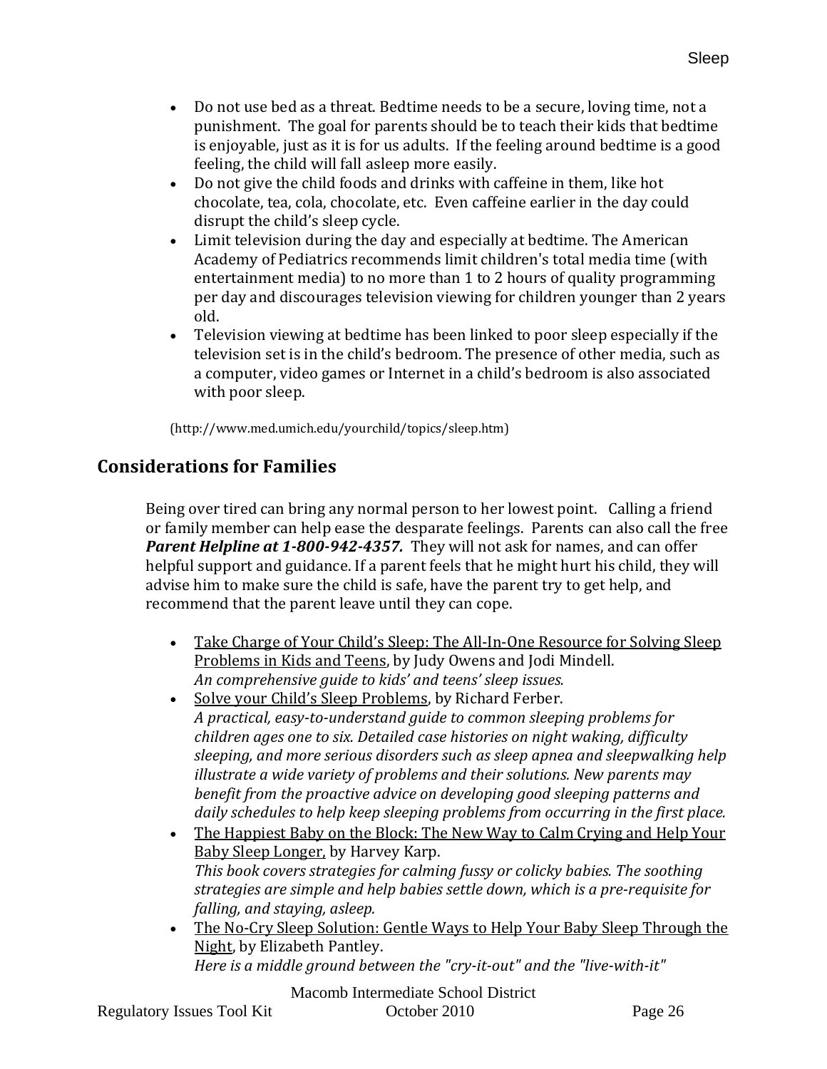- Do not use bed as a threat. Bedtime needs to be a secure, loving time, not a punishment. The goal for parents should be to teach their kids that bedtime is enjoyable, just as it is for us adults. If the feeling around bedtime is a good feeling, the child will fall asleep more easily.
- Do not give the child foods and drinks with caffeine in them, like hot chocolate, tea, cola, chocolate, etc. Even caffeine earlier in the day could disrupt the child's sleep cycle.
- Limit television during the day and especially at bedtime. The American Academy of Pediatrics recommends limit children's total media time (with entertainment media) to no more than 1 to 2 hours of quality programming per day and discourages television viewing for children younger than 2 years old.
- Television viewing at bedtime has been linked to poor sleep especially if the television set is in the child's bedroom. The presence of other media, such as a computer, video games or Internet in a child's bedroom is also associated with poor sleep.

(http://www.med.umich.edu/yourchild/topics/sleep.htm)

## Considerations for Families

Being over tired can bring any normal person to her lowest point. Calling a friend or family member can help ease the desparate feelings. Parents can also call the free ***Parent Helpline at 1-800-942-4357.*** They will not ask for names, and can offer helpful support and guidance. If a parent feels that he might hurt his child, they will advise him to make sure the child is safe, have the parent try to get help, and recommend that the parent leave until they can cope.

- <u>Take Charge of Your Child's Sleep: The All-In-One Resource for Solving Sleep Problems in Kids and Teens</u>, by Judy Owens and Jodi Mindell.
  *An comprehensive guide to kids' and teens' sleep issues.*
- <u>Solve your Child's Sleep Problems</u>, by Richard Ferber.
  *A practical, easy-to-understand guide to common sleeping problems for children ages one to six. Detailed case histories on night waking, difficulty sleeping, and more serious disorders such as sleep apnea and sleepwalking help illustrate a wide variety of problems and their solutions. New parents may benefit from the proactive advice on developing good sleeping patterns and daily schedules to help keep sleeping problems from occurring in the first place.*
- <u>The Happiest Baby on the Block: The New Way to Calm Crying and Help Your Baby Sleep Longer,</u> by Harvey Karp.
  *This book covers strategies for calming fussy or colicky babies. The soothing strategies are simple and help babies settle down, which is a pre-requisite for falling, and staying, asleep.*
- <u>The No-Cry Sleep Solution: Gentle Ways to Help Your Baby Sleep Through the Night</u>, by Elizabeth Pantley.
  *Here is a middle ground between the "cry-it-out" and the "live-with-it"*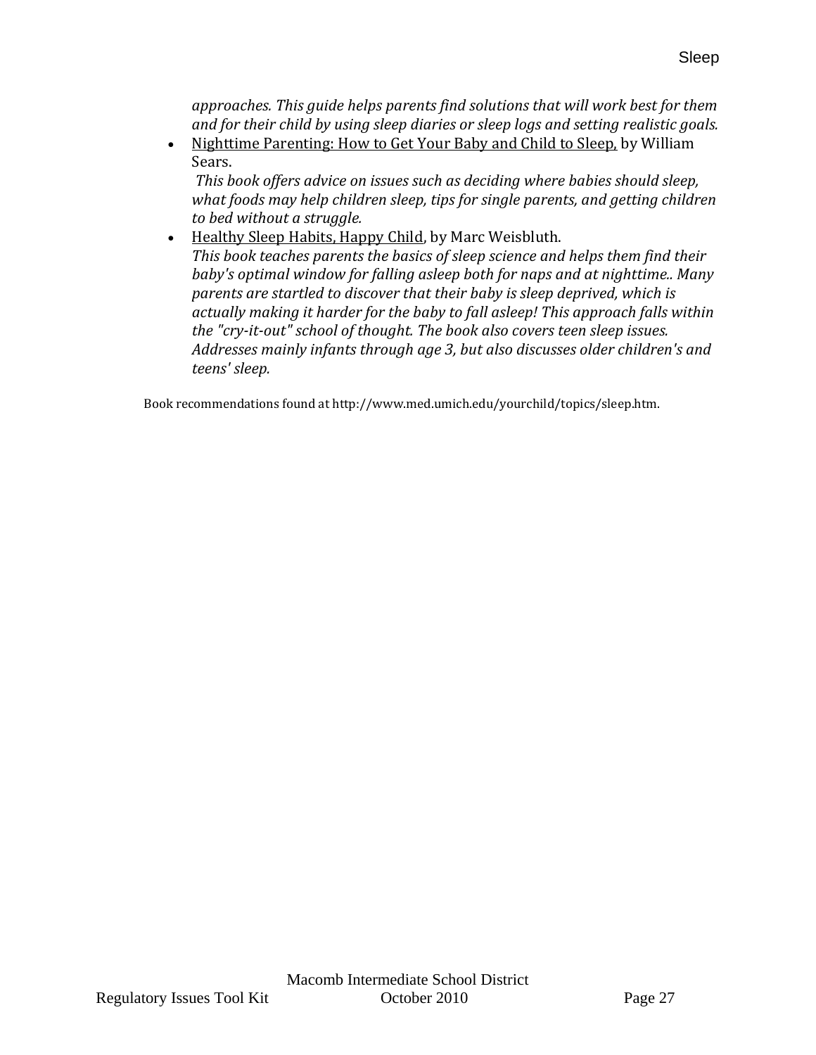*approaches. This guide helps parents find solutions that will work best for them and for their child by using sleep diaries or sleep logs and setting realistic goals.*

- Nighttime Parenting: How to Get Your Baby and Child to Sleep, by William Sears.
  *This book offers advice on issues such as deciding where babies should sleep, what foods may help children sleep, tips for single parents, and getting children to bed without a struggle.*
- Healthy Sleep Habits, Happy Child, by Marc Weisbluth.
  *This book teaches parents the basics of sleep science and helps them find their baby's optimal window for falling asleep both for naps and at nighttime.. Many parents are startled to discover that their baby is sleep deprived, which is actually making it harder for the baby to fall asleep! This approach falls within the "cry-it-out" school of thought. The book also covers teen sleep issues. Addresses mainly infants through age 3, but also discusses older children's and teens' sleep.*

Book recommendations found at http://www.med.umich.edu/yourchild/topics/sleep.htm.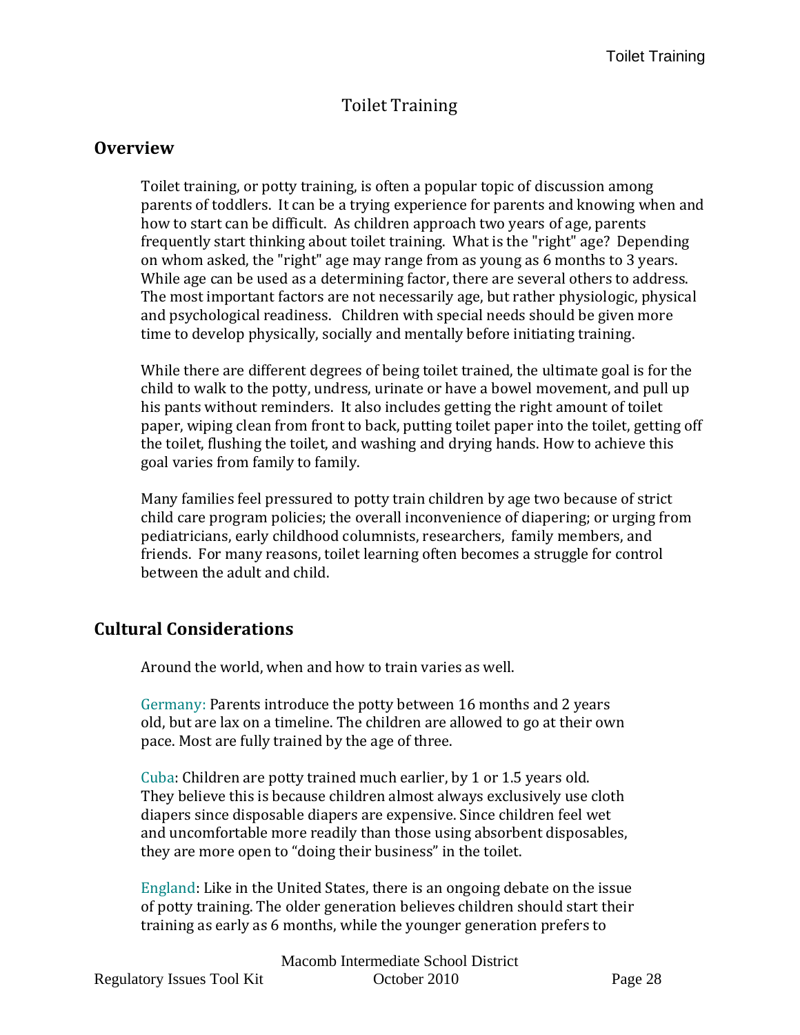# Toilet Training

## Overview

Toilet training, or potty training, is often a popular topic of discussion among parents of toddlers. It can be a trying experience for parents and knowing when and how to start can be difficult. As children approach two years of age, parents frequently start thinking about toilet training. What is the "right" age? Depending on whom asked, the "right" age may range from as young as 6 months to 3 years. While age can be used as a determining factor, there are several others to address. The most important factors are not necessarily age, but rather physiologic, physical and psychological readiness. Children with special needs should be given more time to develop physically, socially and mentally before initiating training.

While there are different degrees of being toilet trained, the ultimate goal is for the child to walk to the potty, undress, urinate or have a bowel movement, and pull up his pants without reminders. It also includes getting the right amount of toilet paper, wiping clean from front to back, putting toilet paper into the toilet, getting off the toilet, flushing the toilet, and washing and drying hands. How to achieve this goal varies from family to family.

Many families feel pressured to potty train children by age two because of strict child care program policies; the overall inconvenience of diapering; or urging from pediatricians, early childhood columnists, researchers, family members, and friends. For many reasons, toilet learning often becomes a struggle for control between the adult and child.

## Cultural Considerations

Around the world, when and how to train varies as well.

Germany: Parents introduce the potty between 16 months and 2 years old, but are lax on a timeline. The children are allowed to go at their own pace. Most are fully trained by the age of three.

Cuba: Children are potty trained much earlier, by 1 or 1.5 years old. They believe this is because children almost always exclusively use cloth diapers since disposable diapers are expensive. Since children feel wet and uncomfortable more readily than those using absorbent disposables, they are more open to "doing their business" in the toilet.

England: Like in the United States, there is an ongoing debate on the issue of potty training. The older generation believes children should start their training as early as 6 months, while the younger generation prefers to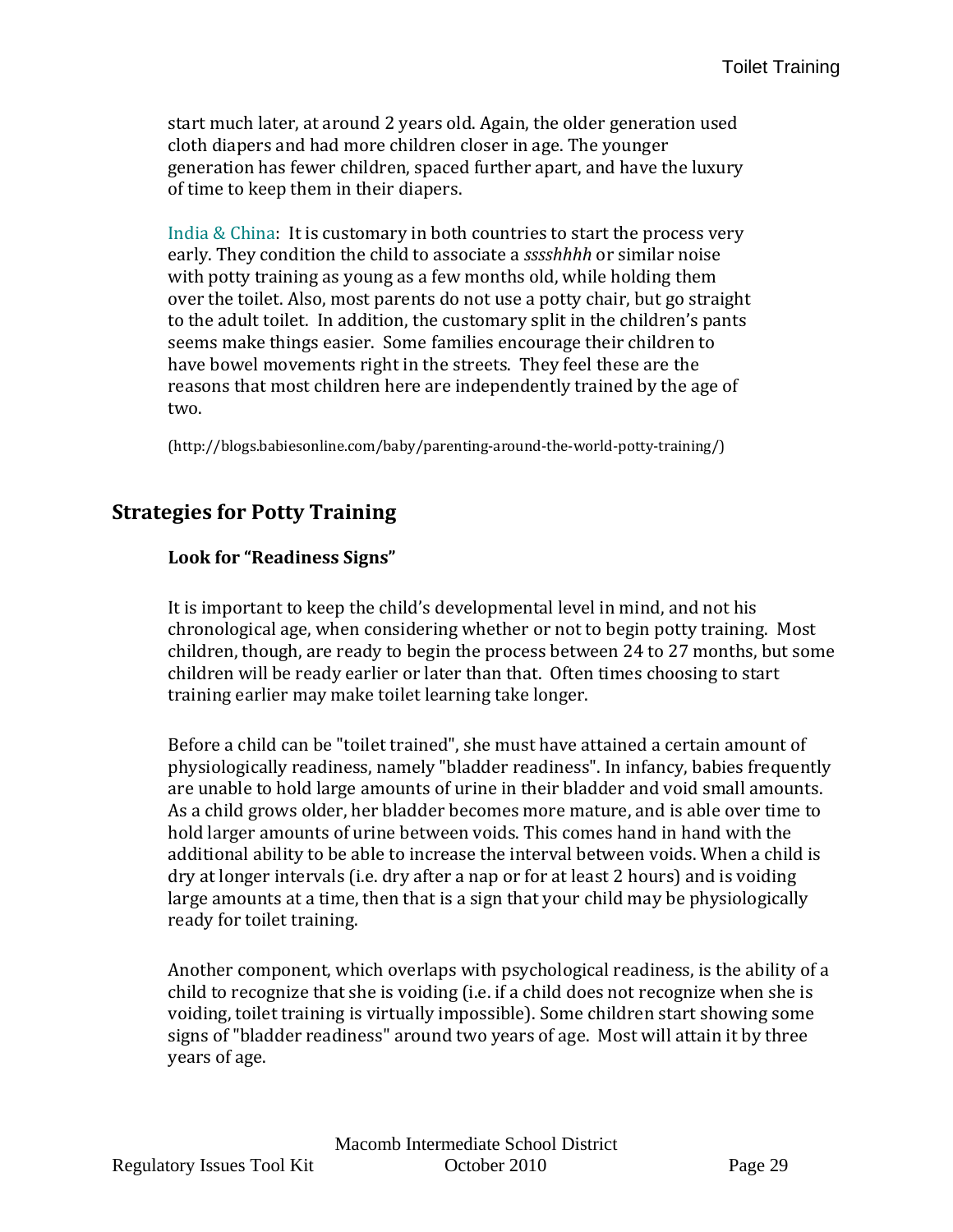start much later, at around 2 years old. Again, the older generation used cloth diapers and had more children closer in age. The younger generation has fewer children, spaced further apart, and have the luxury of time to keep them in their diapers.

India & China: It is customary in both countries to start the process very early. They condition the child to associate a *sssshhhh* or similar noise with potty training as young as a few months old, while holding them over the toilet. Also, most parents do not use a potty chair, but go straight to the adult toilet. In addition, the customary split in the children's pants seems make things easier. Some families encourage their children to have bowel movements right in the streets. They feel these are the reasons that most children here are independently trained by the age of two.

(http://blogs.babiesonline.com/baby/parenting-around-the-world-potty-training/)

## Strategies for Potty Training

### Look for "Readiness Signs"

It is important to keep the child's developmental level in mind, and not his chronological age, when considering whether or not to begin potty training. Most children, though, are ready to begin the process between 24 to 27 months, but some children will be ready earlier or later than that. Often times choosing to start training earlier may make toilet learning take longer.

Before a child can be "toilet trained", she must have attained a certain amount of physiologically readiness, namely "bladder readiness". In infancy, babies frequently are unable to hold large amounts of urine in their bladder and void small amounts. As a child grows older, her bladder becomes more mature, and is able over time to hold larger amounts of urine between voids. This comes hand in hand with the additional ability to be able to increase the interval between voids. When a child is dry at longer intervals (i.e. dry after a nap or for at least 2 hours) and is voiding large amounts at a time, then that is a sign that your child may be physiologically ready for toilet training.

Another component, which overlaps with psychological readiness, is the ability of a child to recognize that she is voiding (i.e. if a child does not recognize when she is voiding, toilet training is virtually impossible). Some children start showing some signs of "bladder readiness" around two years of age. Most will attain it by three years of age.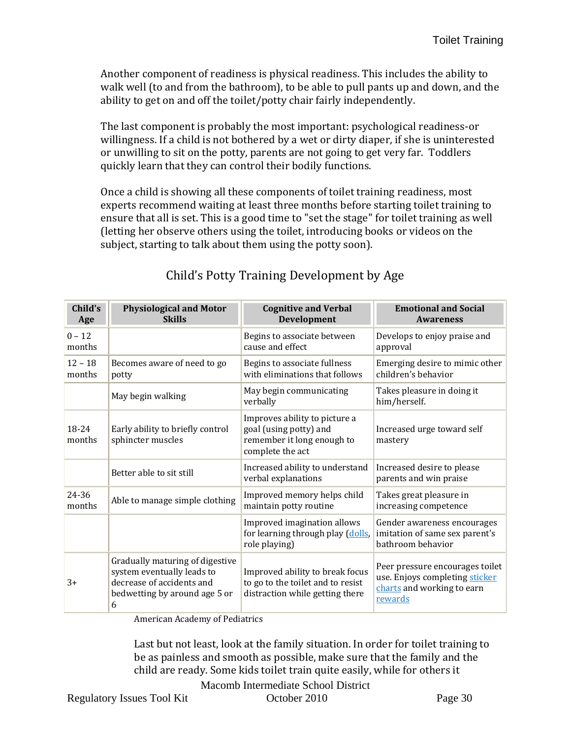Another component of readiness is physical readiness. This includes the ability to walk well (to and from the bathroom), to be able to pull pants up and down, and the ability to get on and off the toilet/potty chair fairly independently.

The last component is probably the most important: psychological readiness-or willingness. If a child is not bothered by a wet or dirty diaper, if she is uninterested or unwilling to sit on the potty, parents are not going to get very far. Toddlers quickly learn that they can control their bodily functions.

Once a child is showing all these components of toilet training readiness, most experts recommend waiting at least three months before starting toilet training to ensure that all is set. This is a good time to "set the stage" for toilet training as well (letting her observe others using the toilet, introducing books or videos on the subject, starting to talk about them using the potty soon).

## Child's Potty Training Development by Age

| Child's Age | Physiological and Motor Skills | Cognitive and Verbal Development | Emotional and Social Awareness |
|---|---|---|---|
| 0 – 12 months | | Begins to associate between cause and effect | Develops to enjoy praise and approval |
| 12 – 18 months | Becomes aware of need to go potty | Begins to associate fullness with eliminations that follows | Emerging desire to mimic other children's behavior |
| | May begin walking | May begin communicating verbally | Takes pleasure in doing it him/herself. |
| 18-24 months | Early ability to briefly control sphincter muscles | Improves ability to picture a goal (using potty) and remember it long enough to complete the act | Increased urge toward self mastery |
| | Better able to sit still | Increased ability to understand verbal explanations | Increased desire to please parents and win praise |
| 24-36 months | Able to manage simple clothing | Improved memory helps child maintain potty routine | Takes great pleasure in increasing competence |
| | | Improved imagination allows for learning through play (dolls, role playing) | Gender awareness encourages imitation of same sex parent's bathroom behavior |
| 3+ | Gradually maturing of digestive system eventually leads to decrease of accidents and bedwetting by around age 5 or 6 | Improved ability to break focus to go to the toilet and to resist distraction while getting there | Peer pressure encourages toilet use. Enjoys completing sticker charts and working to earn rewards |

American Academy of Pediatrics

Last but not least, look at the family situation. In order for toilet training to be as painless and smooth as possible, make sure that the family and the child are ready. Some kids toilet train quite easily, while for others it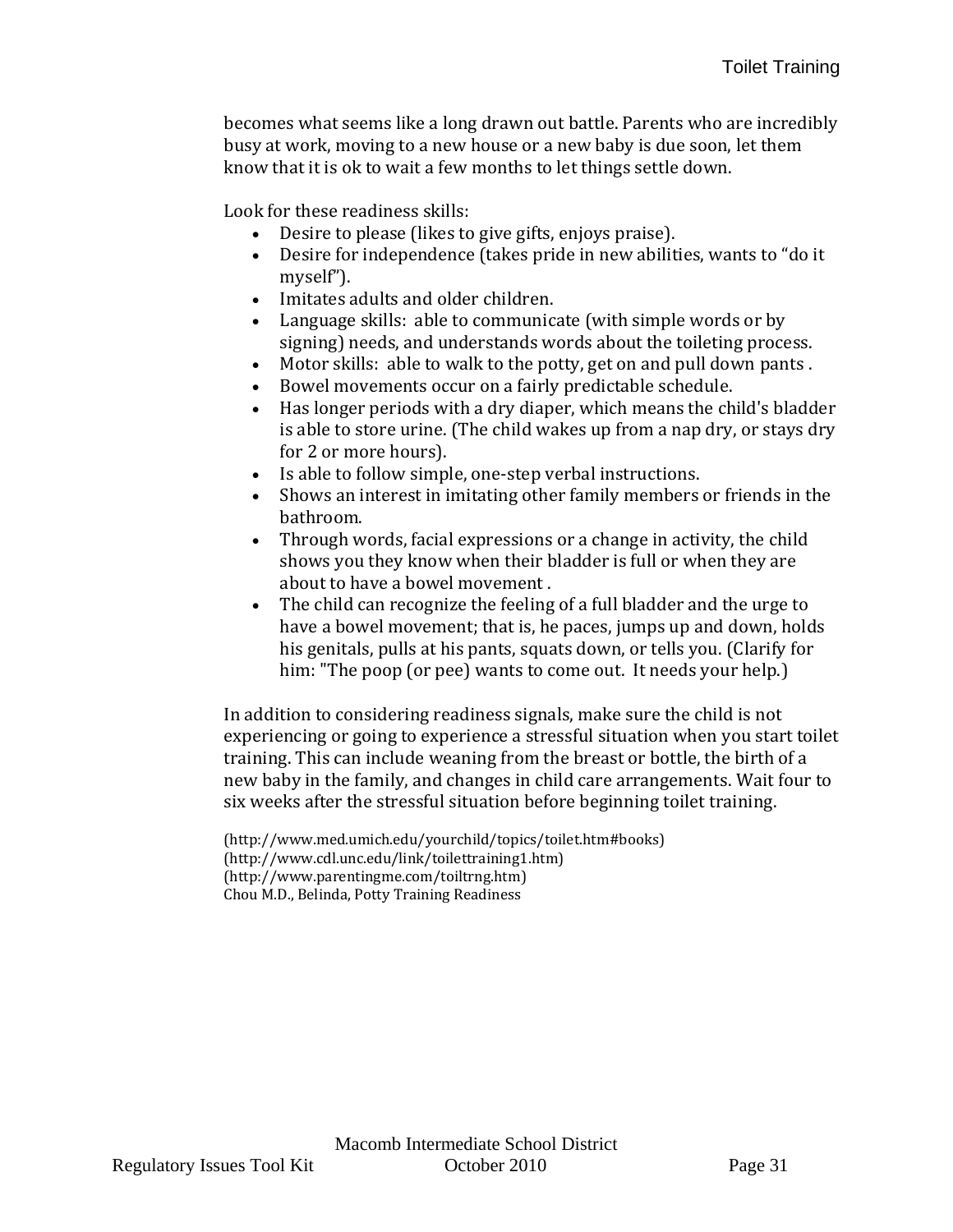becomes what seems like a long drawn out battle. Parents who are incredibly busy at work, moving to a new house or a new baby is due soon, let them know that it is ok to wait a few months to let things settle down.

Look for these readiness skills:

- Desire to please (likes to give gifts, enjoys praise).
- Desire for independence (takes pride in new abilities, wants to "do it myself").
- Imitates adults and older children.
- Language skills: able to communicate (with simple words or by signing) needs, and understands words about the toileting process.
- Motor skills: able to walk to the potty, get on and pull down pants .
- Bowel movements occur on a fairly predictable schedule.
- Has longer periods with a dry diaper, which means the child's bladder is able to store urine. (The child wakes up from a nap dry, or stays dry for 2 or more hours).
- Is able to follow simple, one-step verbal instructions.
- Shows an interest in imitating other family members or friends in the bathroom.
- Through words, facial expressions or a change in activity, the child shows you they know when their bladder is full or when they are about to have a bowel movement .
- The child can recognize the feeling of a full bladder and the urge to have a bowel movement; that is, he paces, jumps up and down, holds his genitals, pulls at his pants, squats down, or tells you. (Clarify for him: "The poop (or pee) wants to come out. It needs your help.)

In addition to considering readiness signals, make sure the child is not experiencing or going to experience a stressful situation when you start toilet training. This can include weaning from the breast or bottle, the birth of a new baby in the family, and changes in child care arrangements. Wait four to six weeks after the stressful situation before beginning toilet training.

(http://www.med.umich.edu/yourchild/topics/toilet.htm#books)
(http://www.cdl.unc.edu/link/toilettraining1.htm)
(http://www.parentingme.com/toiltrng.htm)
Chou M.D., Belinda, Potty Training Readiness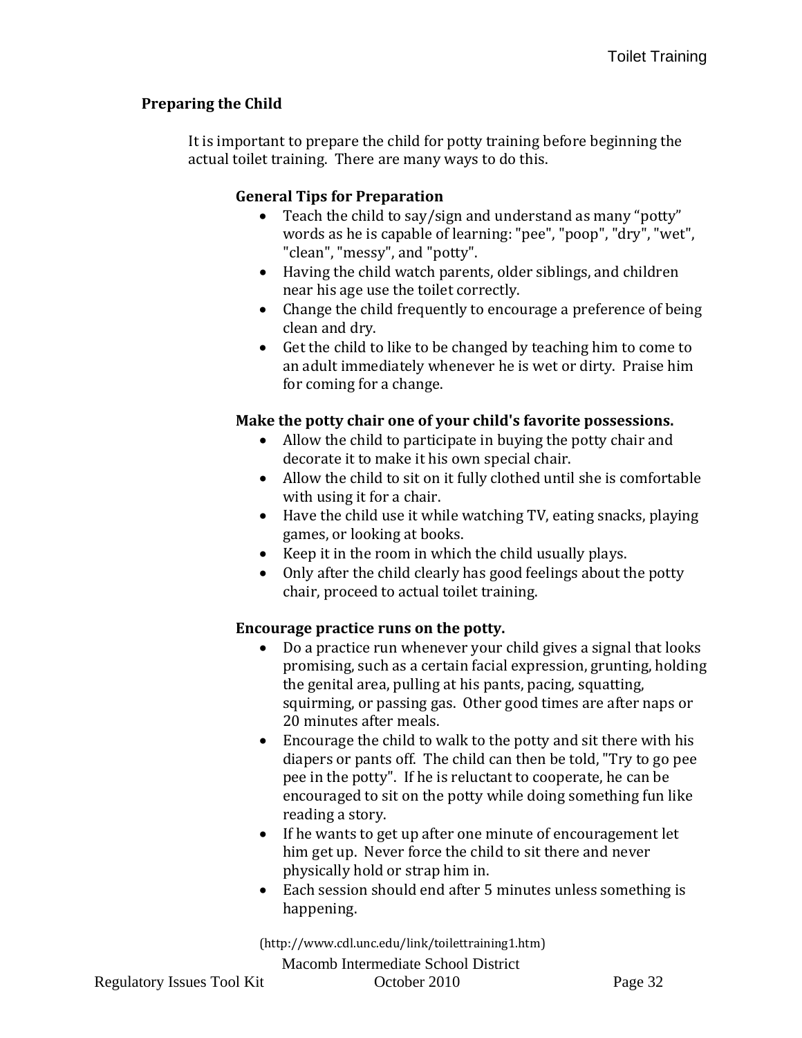## Preparing the Child

It is important to prepare the child for potty training before beginning the actual toilet training. There are many ways to do this.

### General Tips for Preparation

- Teach the child to say/sign and understand as many "potty" words as he is capable of learning: "pee", "poop", "dry", "wet", "clean", "messy", and "potty".
- Having the child watch parents, older siblings, and children near his age use the toilet correctly.
- Change the child frequently to encourage a preference of being clean and dry.
- Get the child to like to be changed by teaching him to come to an adult immediately whenever he is wet or dirty. Praise him for coming for a change.

### Make the potty chair one of your child's favorite possessions.

- Allow the child to participate in buying the potty chair and decorate it to make it his own special chair.
- Allow the child to sit on it fully clothed until she is comfortable with using it for a chair.
- Have the child use it while watching TV, eating snacks, playing games, or looking at books.
- Keep it in the room in which the child usually plays.
- Only after the child clearly has good feelings about the potty chair, proceed to actual toilet training.

### Encourage practice runs on the potty.

- Do a practice run whenever your child gives a signal that looks promising, such as a certain facial expression, grunting, holding the genital area, pulling at his pants, pacing, squatting, squirming, or passing gas. Other good times are after naps or 20 minutes after meals.
- Encourage the child to walk to the potty and sit there with his diapers or pants off. The child can then be told, "Try to go pee pee in the potty". If he is reluctant to cooperate, he can be encouraged to sit on the potty while doing something fun like reading a story.
- If he wants to get up after one minute of encouragement let him get up. Never force the child to sit there and never physically hold or strap him in.
- Each session should end after 5 minutes unless something is happening.

(http://www.cdl.unc.edu/link/toilettraining1.htm)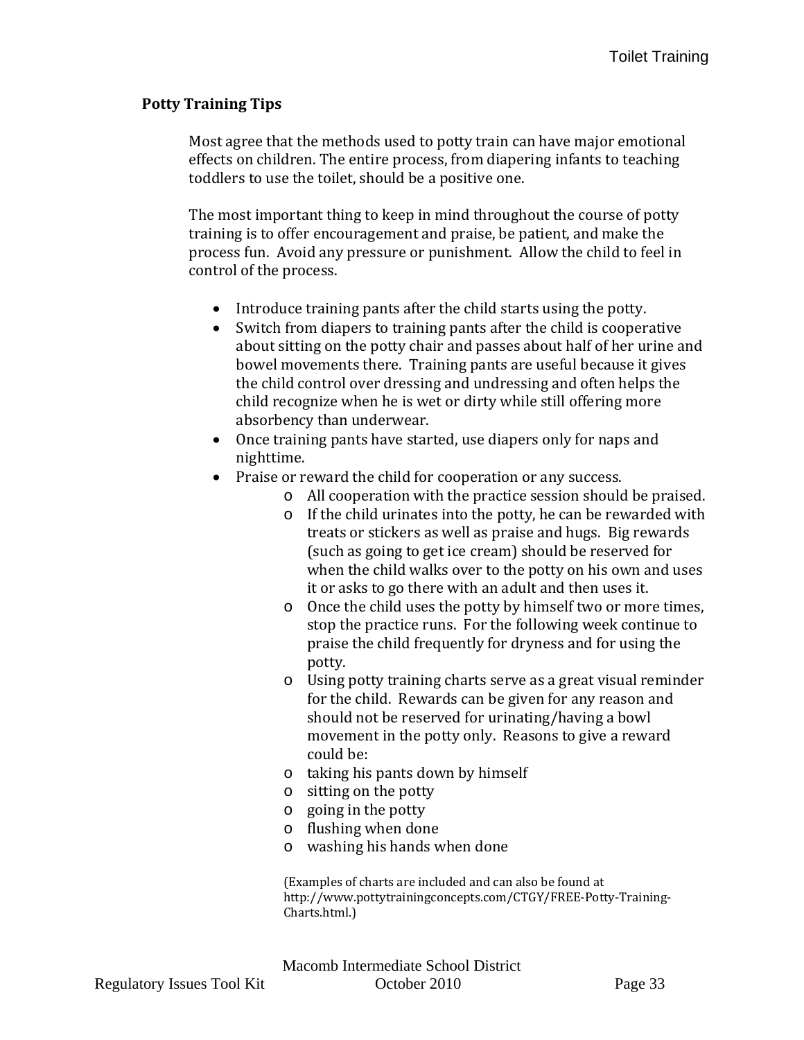## Potty Training Tips

Most agree that the methods used to potty train can have major emotional effects on children. The entire process, from diapering infants to teaching toddlers to use the toilet, should be a positive one.

The most important thing to keep in mind throughout the course of potty training is to offer encouragement and praise, be patient, and make the process fun. Avoid any pressure or punishment. Allow the child to feel in control of the process.

- Introduce training pants after the child starts using the potty.
- Switch from diapers to training pants after the child is cooperative about sitting on the potty chair and passes about half of her urine and bowel movements there. Training pants are useful because it gives the child control over dressing and undressing and often helps the child recognize when he is wet or dirty while still offering more absorbency than underwear.
- Once training pants have started, use diapers only for naps and nighttime.
- Praise or reward the child for cooperation or any success.
  - All cooperation with the practice session should be praised.
  - If the child urinates into the potty, he can be rewarded with treats or stickers as well as praise and hugs. Big rewards (such as going to get ice cream) should be reserved for when the child walks over to the potty on his own and uses it or asks to go there with an adult and then uses it.
  - Once the child uses the potty by himself two or more times, stop the practice runs. For the following week continue to praise the child frequently for dryness and for using the potty.
  - Using potty training charts serve as a great visual reminder for the child. Rewards can be given for any reason and should not be reserved for urinating/having a bowl movement in the potty only. Reasons to give a reward could be:
  - taking his pants down by himself
  - sitting on the potty
  - going in the potty
  - flushing when done
  - washing his hands when done

(Examples of charts are included and can also be found at http://www.pottytrainingconcepts.com/CTGY/FREE-Potty-Training-Charts.html.)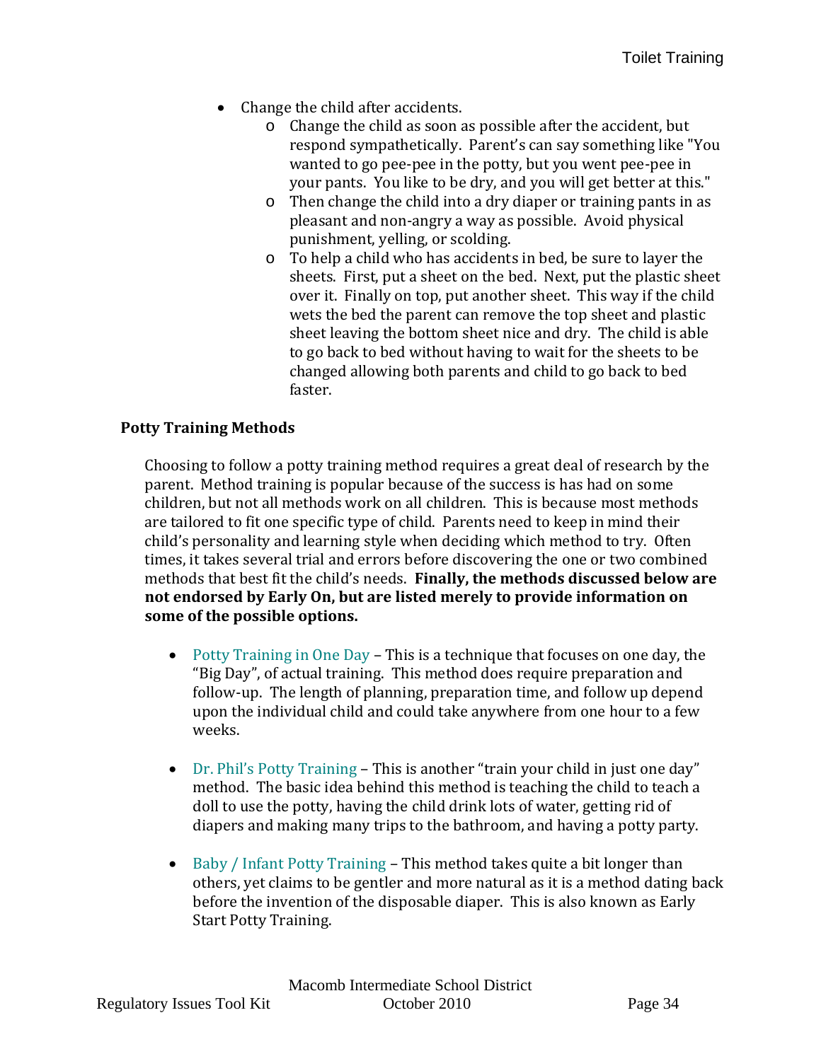- Change the child after accidents.
    - Change the child as soon as possible after the accident, but respond sympathetically. Parent's can say something like "You wanted to go pee-pee in the potty, but you went pee-pee in your pants. You like to be dry, and you will get better at this."
    - Then change the child into a dry diaper or training pants in as pleasant and non-angry a way as possible. Avoid physical punishment, yelling, or scolding.
    - To help a child who has accidents in bed, be sure to layer the sheets. First, put a sheet on the bed. Next, put the plastic sheet over it. Finally on top, put another sheet. This way if the child wets the bed the parent can remove the top sheet and plastic sheet leaving the bottom sheet nice and dry. The child is able to go back to bed without having to wait for the sheets to be changed allowing both parents and child to go back to bed faster.

**Potty Training Methods**

Choosing to follow a potty training method requires a great deal of research by the parent. Method training is popular because of the success is has had on some children, but not all methods work on all children. This is because most methods are tailored to fit one specific type of child. Parents need to keep in mind their child's personality and learning style when deciding which method to try. Often times, it takes several trial and errors before discovering the one or two combined methods that best fit the child's needs. **Finally, the methods discussed below are not endorsed by Early On, but are listed merely to provide information on some of the possible options.**

- Potty Training in One Day – This is a technique that focuses on one day, the "Big Day", of actual training. This method does require preparation and follow-up. The length of planning, preparation time, and follow up depend upon the individual child and could take anywhere from one hour to a few weeks.

- Dr. Phil's Potty Training – This is another "train your child in just one day" method. The basic idea behind this method is teaching the child to teach a doll to use the potty, having the child drink lots of water, getting rid of diapers and making many trips to the bathroom, and having a potty party.

- Baby / Infant Potty Training – This method takes quite a bit longer than others, yet claims to be gentler and more natural as it is a method dating back before the invention of the disposable diaper. This is also known as Early Start Potty Training.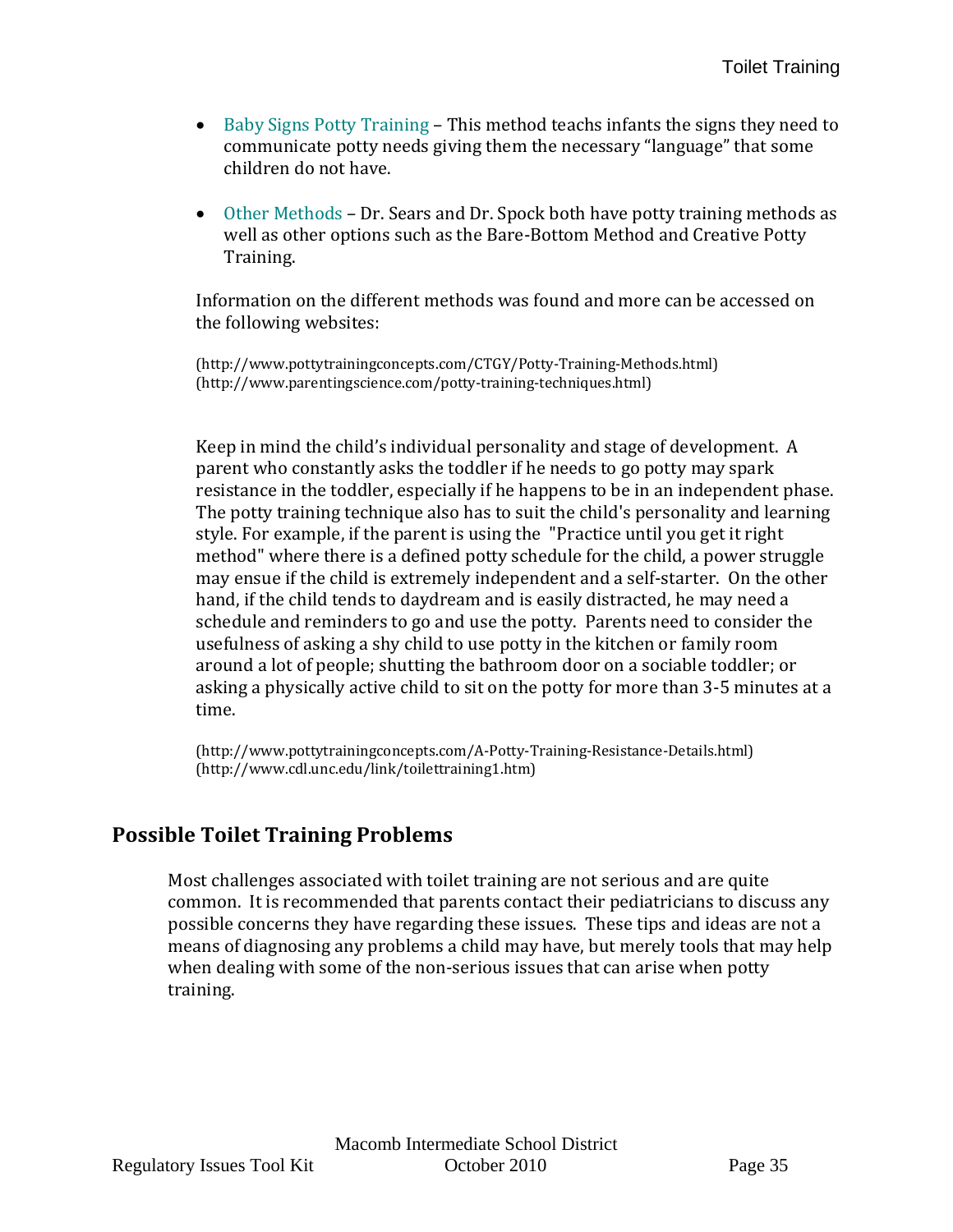- Baby Signs Potty Training – This method teachs infants the signs they need to communicate potty needs giving them the necessary “language” that some children do not have.

- Other Methods – Dr. Sears and Dr. Spock both have potty training methods as well as other options such as the Bare-Bottom Method and Creative Potty Training.

Information on the different methods was found and more can be accessed on the following websites:

(http://www.pottytrainingconcepts.com/CTGY/Potty-Training-Methods.html)
(http://www.parentingscience.com/potty-training-techniques.html)

Keep in mind the child’s individual personality and stage of development. A parent who constantly asks the toddler if he needs to go potty may spark resistance in the toddler, especially if he happens to be in an independent phase. The potty training technique also has to suit the child's personality and learning style. For example, if the parent is using the "Practice until you get it right method" where there is a defined potty schedule for the child, a power struggle may ensue if the child is extremely independent and a self-starter. On the other hand, if the child tends to daydream and is easily distracted, he may need a schedule and reminders to go and use the potty. Parents need to consider the usefulness of asking a shy child to use potty in the kitchen or family room around a lot of people; shutting the bathroom door on a sociable toddler; or asking a physically active child to sit on the potty for more than 3-5 minutes at a time.

(http://www.pottytrainingconcepts.com/A-Potty-Training-Resistance-Details.html)
(http://www.cdl.unc.edu/link/toilettraining1.htm)

## Possible Toilet Training Problems

Most challenges associated with toilet training are not serious and are quite common. It is recommended that parents contact their pediatricians to discuss any possible concerns they have regarding these issues. These tips and ideas are not a means of diagnosing any problems a child may have, but merely tools that may help when dealing with some of the non-serious issues that can arise when potty training.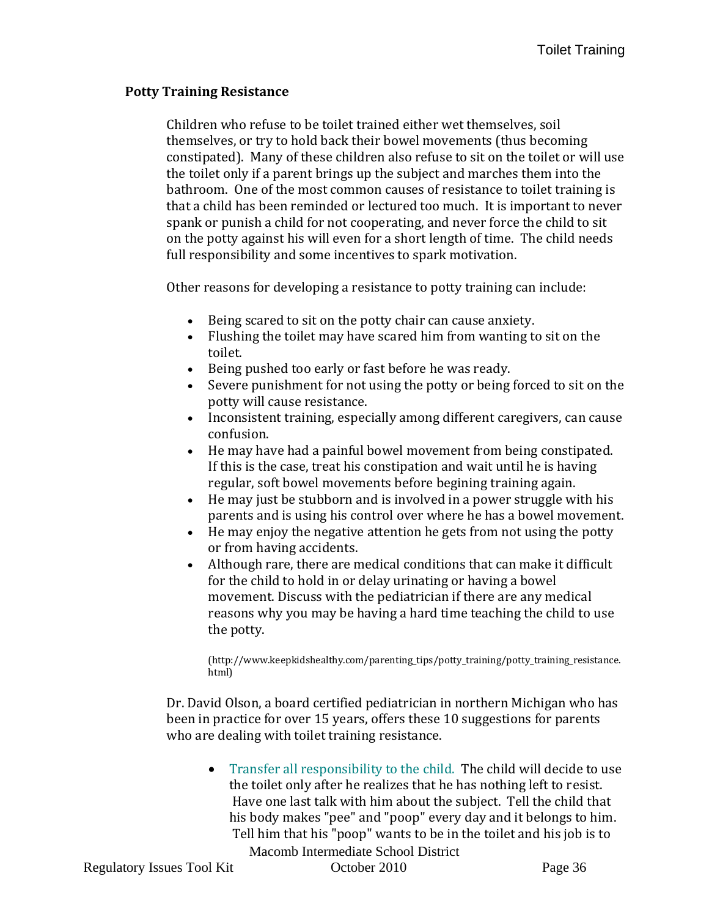## Potty Training Resistance

Children who refuse to be toilet trained either wet themselves, soil themselves, or try to hold back their bowel movements (thus becoming constipated). Many of these children also refuse to sit on the toilet or will use the toilet only if a parent brings up the subject and marches them into the bathroom. One of the most common causes of resistance to toilet training is that a child has been reminded or lectured too much. It is important to never spank or punish a child for not cooperating, and never force the child to sit on the potty against his will even for a short length of time. The child needs full responsibility and some incentives to spark motivation.

Other reasons for developing a resistance to potty training can include:

- Being scared to sit on the potty chair can cause anxiety.
- Flushing the toilet may have scared him from wanting to sit on the toilet.
- Being pushed too early or fast before he was ready.
- Severe punishment for not using the potty or being forced to sit on the potty will cause resistance.
- Inconsistent training, especially among different caregivers, can cause confusion.
- He may have had a painful bowel movement from being constipated. If this is the case, treat his constipation and wait until he is having regular, soft bowel movements before begining training again.
- He may just be stubborn and is involved in a power struggle with his parents and is using his control over where he has a bowel movement.
- He may enjoy the negative attention he gets from not using the potty or from having accidents.
- Although rare, there are medical conditions that can make it difficult for the child to hold in or delay urinating or having a bowel movement. Discuss with the pediatrician if there are any medical reasons why you may be having a hard time teaching the child to use the potty.

(http://www.keepkidshealthy.com/parenting_tips/potty_training/potty_training_resistance.html)

Dr. David Olson, a board certified pediatrician in northern Michigan who has been in practice for over 15 years, offers these 10 suggestions for parents who are dealing with toilet training resistance.

- Transfer all responsibility to the child. The child will decide to use the toilet only after he realizes that he has nothing left to resist. Have one last talk with him about the subject. Tell the child that his body makes "pee" and "poop" every day and it belongs to him. Tell him that his "poop" wants to be in the toilet and his job is to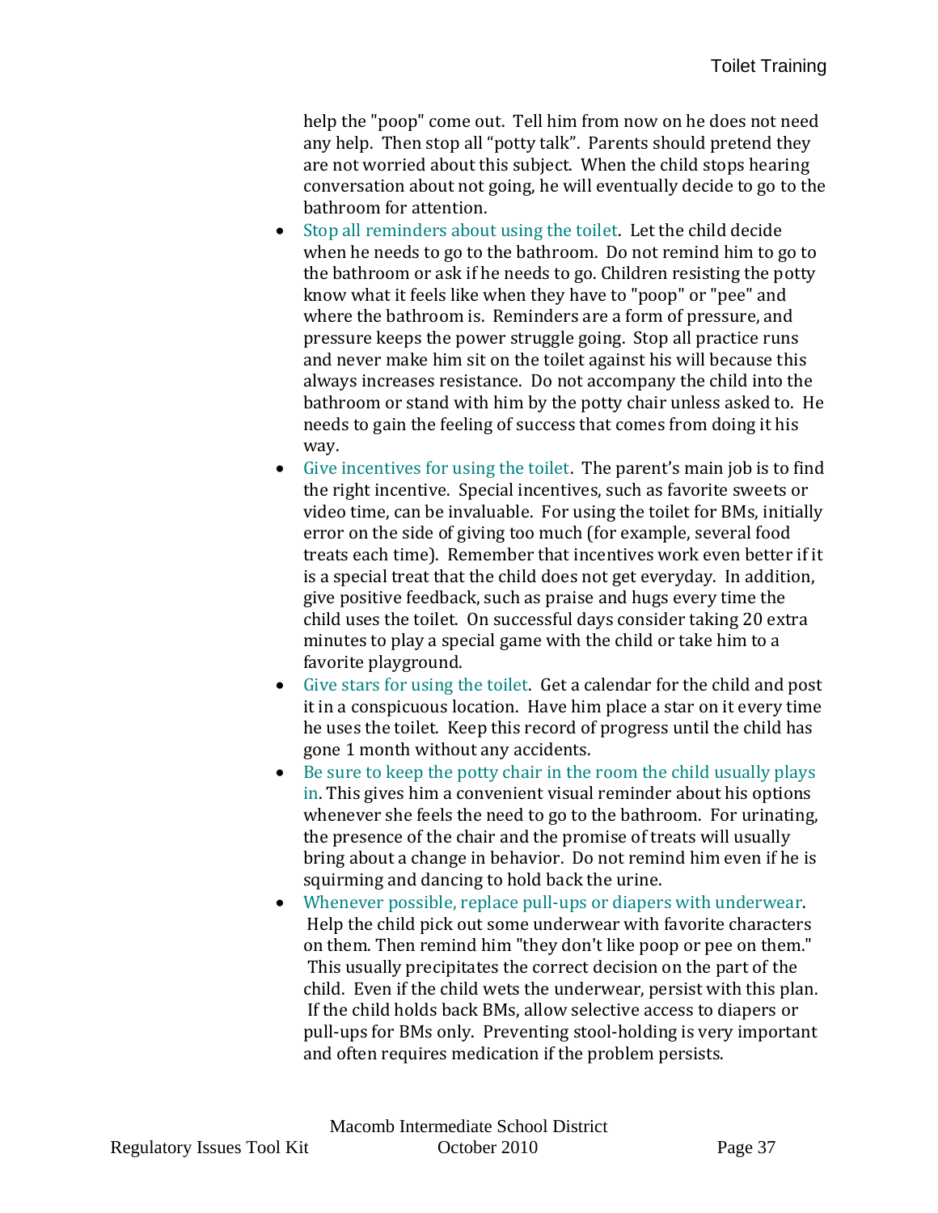help the "poop" come out. Tell him from now on he does not need any help. Then stop all "potty talk". Parents should pretend they are not worried about this subject. When the child stops hearing conversation about not going, he will eventually decide to go to the bathroom for attention.

- Stop all reminders about using the toilet. Let the child decide when he needs to go to the bathroom. Do not remind him to go to the bathroom or ask if he needs to go. Children resisting the potty know what it feels like when they have to "poop" or "pee" and where the bathroom is. Reminders are a form of pressure, and pressure keeps the power struggle going. Stop all practice runs and never make him sit on the toilet against his will because this always increases resistance. Do not accompany the child into the bathroom or stand with him by the potty chair unless asked to. He needs to gain the feeling of success that comes from doing it his way.
- Give incentives for using the toilet. The parent's main job is to find the right incentive. Special incentives, such as favorite sweets or video time, can be invaluable. For using the toilet for BMs, initially error on the side of giving too much (for example, several food treats each time). Remember that incentives work even better if it is a special treat that the child does not get everyday. In addition, give positive feedback, such as praise and hugs every time the child uses the toilet. On successful days consider taking 20 extra minutes to play a special game with the child or take him to a favorite playground.
- Give stars for using the toilet. Get a calendar for the child and post it in a conspicuous location. Have him place a star on it every time he uses the toilet. Keep this record of progress until the child has gone 1 month without any accidents.
- Be sure to keep the potty chair in the room the child usually plays in. This gives him a convenient visual reminder about his options whenever she feels the need to go to the bathroom. For urinating, the presence of the chair and the promise of treats will usually bring about a change in behavior. Do not remind him even if he is squirming and dancing to hold back the urine.
- Whenever possible, replace pull-ups or diapers with underwear. Help the child pick out some underwear with favorite characters on them. Then remind him "they don't like poop or pee on them." This usually precipitates the correct decision on the part of the child. Even if the child wets the underwear, persist with this plan. If the child holds back BMs, allow selective access to diapers or pull-ups for BMs only. Preventing stool-holding is very important and often requires medication if the problem persists.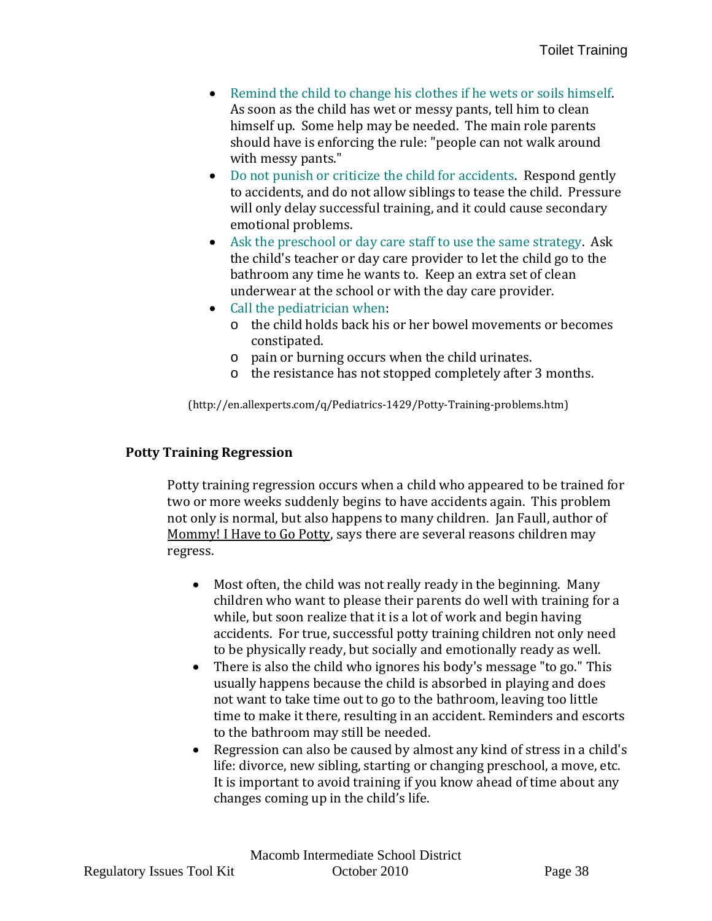- Remind the child to change his clothes if he wets or soils himself. As soon as the child has wet or messy pants, tell him to clean himself up. Some help may be needed. The main role parents should have is enforcing the rule: "people can not walk around with messy pants."
- Do not punish or criticize the child for accidents. Respond gently to accidents, and do not allow siblings to tease the child. Pressure will only delay successful training, and it could cause secondary emotional problems.
- Ask the preschool or day care staff to use the same strategy. Ask the child's teacher or day care provider to let the child go to the bathroom any time he wants to. Keep an extra set of clean underwear at the school or with the day care provider.
- Call the pediatrician when:
  - the child holds back his or her bowel movements or becomes constipated.
  - pain or burning occurs when the child urinates.
  - the resistance has not stopped completely after 3 months.

(http://en.allexperts.com/q/Pediatrics-1429/Potty-Training-problems.htm)

**Potty Training Regression**

Potty training regression occurs when a child who appeared to be trained for two or more weeks suddenly begins to have accidents again. This problem not only is normal, but also happens to many children. Jan Faull, author of Mommy! I Have to Go Potty, says there are several reasons children may regress.

- Most often, the child was not really ready in the beginning. Many children who want to please their parents do well with training for a while, but soon realize that it is a lot of work and begin having accidents. For true, successful potty training children not only need to be physically ready, but socially and emotionally ready as well.
- There is also the child who ignores his body's message "to go." This usually happens because the child is absorbed in playing and does not want to take time out to go to the bathroom, leaving too little time to make it there, resulting in an accident. Reminders and escorts to the bathroom may still be needed.
- Regression can also be caused by almost any kind of stress in a child's life: divorce, new sibling, starting or changing preschool, a move, etc. It is important to avoid training if you know ahead of time about any changes coming up in the child's life.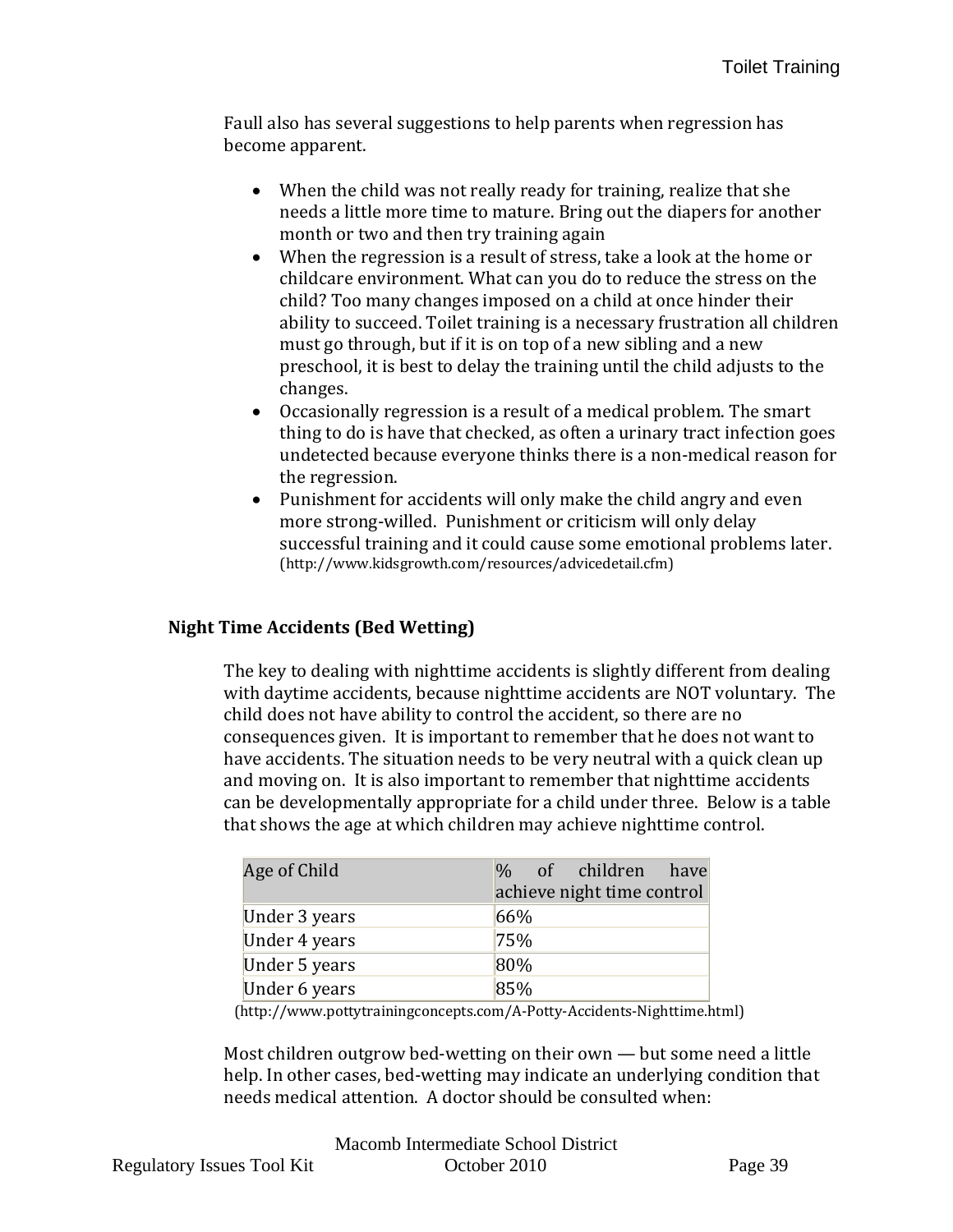Faull also has several suggestions to help parents when regression has become apparent.

- When the child was not really ready for training, realize that she needs a little more time to mature. Bring out the diapers for another month or two and then try training again
- When the regression is a result of stress, take a look at the home or childcare environment. What can you do to reduce the stress on the child? Too many changes imposed on a child at once hinder their ability to succeed. Toilet training is a necessary frustration all children must go through, but if it is on top of a new sibling and a new preschool, it is best to delay the training until the child adjusts to the changes.
- Occasionally regression is a result of a medical problem. The smart thing to do is have that checked, as often a urinary tract infection goes undetected because everyone thinks there is a non-medical reason for the regression.
- Punishment for accidents will only make the child angry and even more strong-willed. Punishment or criticism will only delay successful training and it could cause some emotional problems later. (http://www.kidsgrowth.com/resources/advicedetail.cfm)

**Night Time Accidents (Bed Wetting)**

The key to dealing with nighttime accidents is slightly different from dealing with daytime accidents, because nighttime accidents are NOT voluntary. The child does not have ability to control the accident, so there are no consequences given. It is important to remember that he does not want to have accidents. The situation needs to be very neutral with a quick clean up and moving on. It is also important to remember that nighttime accidents can be developmentally appropriate for a child under three. Below is a table that shows the age at which children may achieve nighttime control.

| Age of Child | % of children have achieve night time control |
|---|---|
| Under 3 years | 66% |
| Under 4 years | 75% |
| Under 5 years | 80% |
| Under 6 years | 85% |

(http://www.pottytrainingconcepts.com/A-Potty-Accidents-Nighttime.html)

Most children outgrow bed-wetting on their own — but some need a little help. In other cases, bed-wetting may indicate an underlying condition that needs medical attention. A doctor should be consulted when: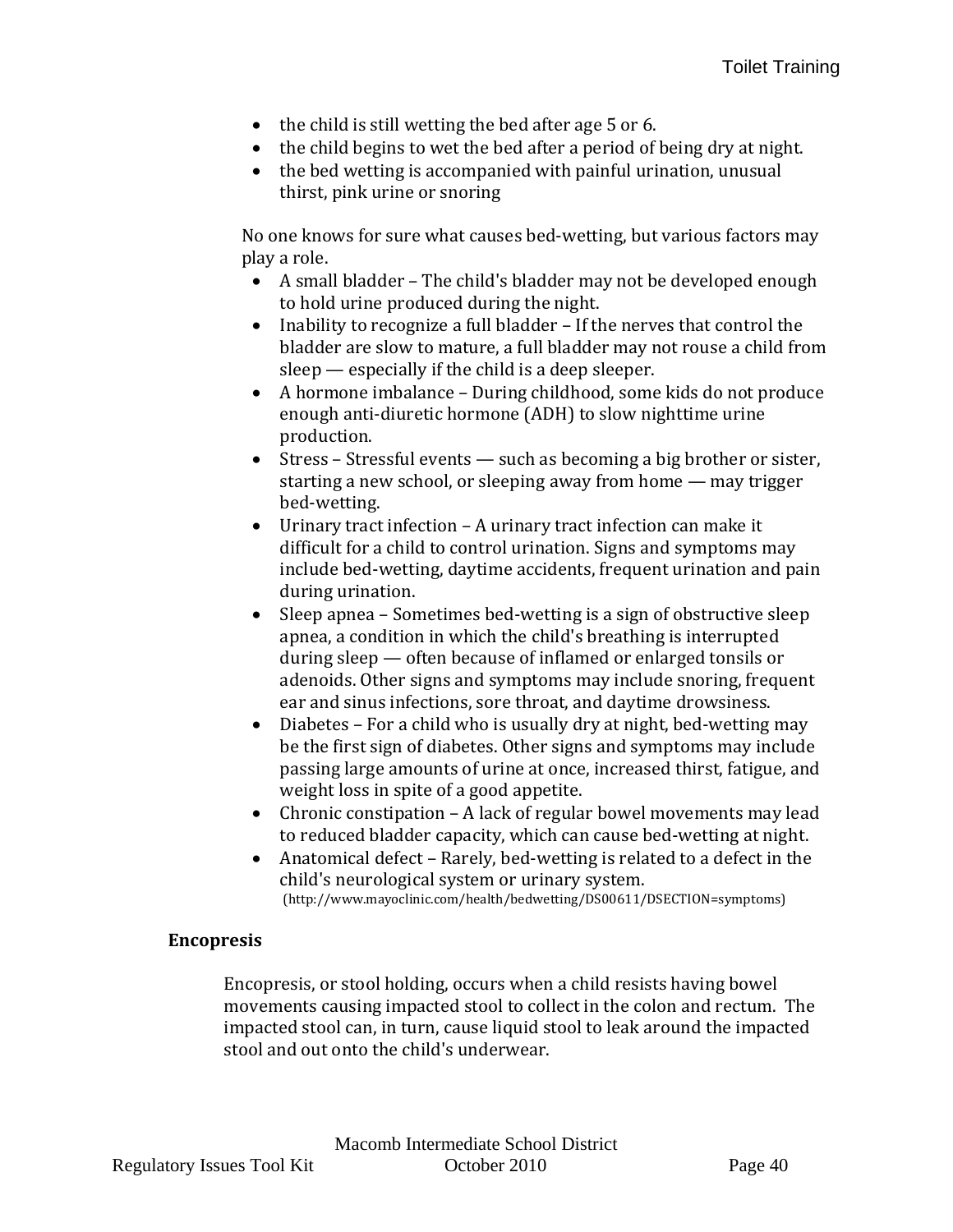- the child is still wetting the bed after age 5 or 6.
- the child begins to wet the bed after a period of being dry at night.
- the bed wetting is accompanied with painful urination, unusual thirst, pink urine or snoring

No one knows for sure what causes bed-wetting, but various factors may play a role.

- A small bladder – The child's bladder may not be developed enough to hold urine produced during the night.
- Inability to recognize a full bladder – If the nerves that control the bladder are slow to mature, a full bladder may not rouse a child from sleep — especially if the child is a deep sleeper.
- A hormone imbalance – During childhood, some kids do not produce enough anti-diuretic hormone (ADH) to slow nighttime urine production.
- Stress – Stressful events — such as becoming a big brother or sister, starting a new school, or sleeping away from home — may trigger bed-wetting.
- Urinary tract infection – A urinary tract infection can make it difficult for a child to control urination. Signs and symptoms may include bed-wetting, daytime accidents, frequent urination and pain during urination.
- Sleep apnea – Sometimes bed-wetting is a sign of obstructive sleep apnea, a condition in which the child's breathing is interrupted during sleep — often because of inflamed or enlarged tonsils or adenoids. Other signs and symptoms may include snoring, frequent ear and sinus infections, sore throat, and daytime drowsiness.
- Diabetes – For a child who is usually dry at night, bed-wetting may be the first sign of diabetes. Other signs and symptoms may include passing large amounts of urine at once, increased thirst, fatigue, and weight loss in spite of a good appetite.
- Chronic constipation – A lack of regular bowel movements may lead to reduced bladder capacity, which can cause bed-wetting at night.
- Anatomical defect – Rarely, bed-wetting is related to a defect in the child's neurological system or urinary system.
(http://www.mayoclinic.com/health/bedwetting/DS00611/DSECTION=symptoms)

## Encopresis

Encopresis, or stool holding, occurs when a child resists having bowel movements causing impacted stool to collect in the colon and rectum. The impacted stool can, in turn, cause liquid stool to leak around the impacted stool and out onto the child's underwear.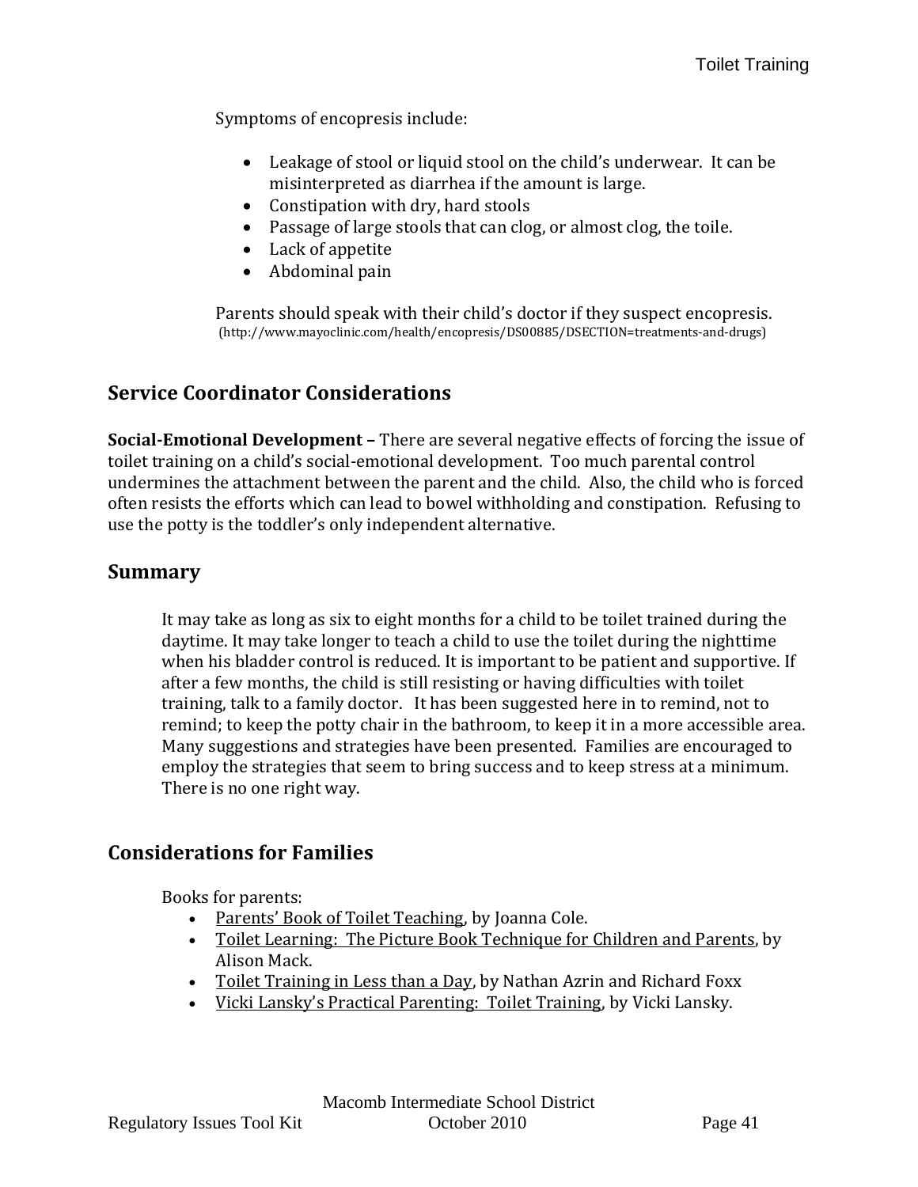Symptoms of encopresis include:

- Leakage of stool or liquid stool on the child's underwear. It can be misinterpreted as diarrhea if the amount is large.
- Constipation with dry, hard stools
- Passage of large stools that can clog, or almost clog, the toile.
- Lack of appetite
- Abdominal pain

Parents should speak with their child's doctor if they suspect encopresis.
(http://www.mayoclinic.com/health/encopresis/DS00885/DSECTION=treatments-and-drugs)

## Service Coordinator Considerations

**Social-Emotional Development –** There are several negative effects of forcing the issue of toilet training on a child's social-emotional development. Too much parental control undermines the attachment between the parent and the child. Also, the child who is forced often resists the efforts which can lead to bowel withholding and constipation. Refusing to use the potty is the toddler's only independent alternative.

## Summary

It may take as long as six to eight months for a child to be toilet trained during the daytime. It may take longer to teach a child to use the toilet during the nighttime when his bladder control is reduced. It is important to be patient and supportive. If after a few months, the child is still resisting or having difficulties with toilet training, talk to a family doctor. It has been suggested here in to remind, not to remind; to keep the potty chair in the bathroom, to keep it in a more accessible area. Many suggestions and strategies have been presented. Families are encouraged to employ the strategies that seem to bring success and to keep stress at a minimum. There is no one right way.

## Considerations for Families

Books for parents:

- Parents' Book of Toilet Teaching, by Joanna Cole.
- Toilet Learning: The Picture Book Technique for Children and Parents, by Alison Mack.
- Toilet Training in Less than a Day, by Nathan Azrin and Richard Foxx
- Vicki Lansky's Practical Parenting: Toilet Training, by Vicki Lansky.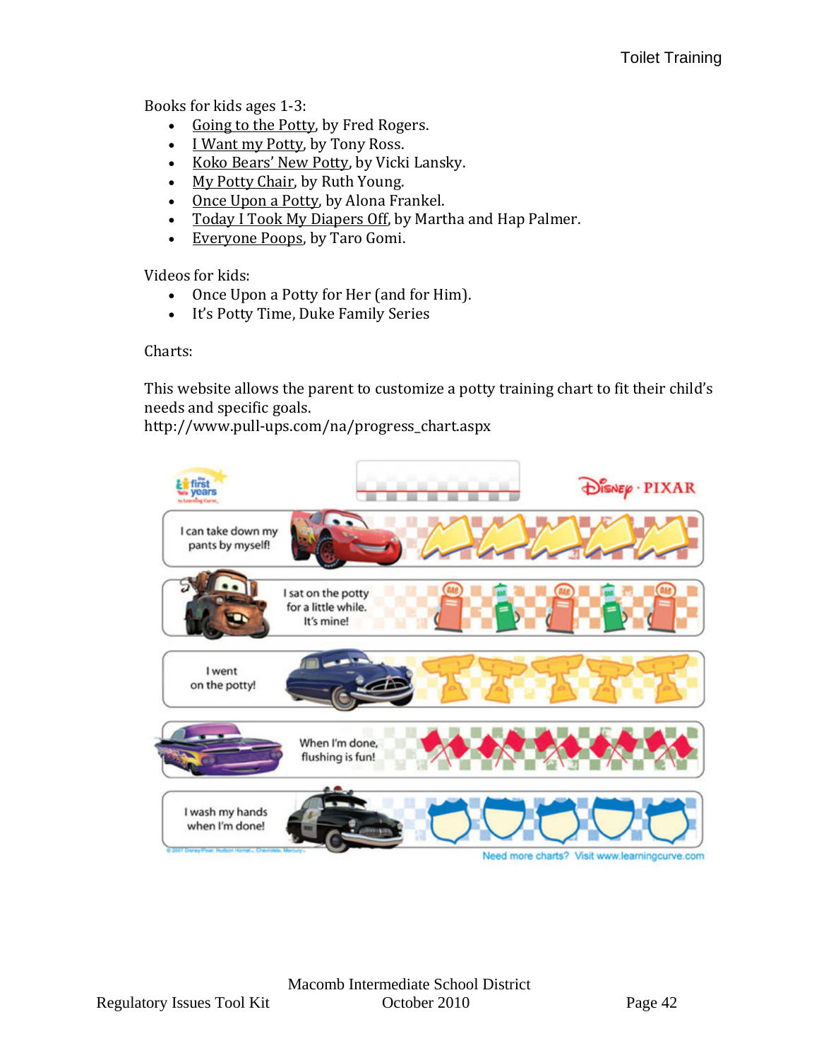Books for kids ages 1-3:

- Going to the Potty, by Fred Rogers.
- I Want my Potty, by Tony Ross.
- Koko Bears' New Potty, by Vicki Lansky.
- My Potty Chair, by Ruth Young.
- Once Upon a Potty, by Alona Frankel.
- Today I Took My Diapers Off, by Martha and Hap Palmer.
- Everyone Poops, by Taro Gomi.

Videos for kids:

- Once Upon a Potty for Her (and for Him).
- It's Potty Time, Duke Family Series

Charts:

This website allows the parent to customize a potty training chart to fit their child's needs and specific goals.
http://www.pull-ups.com/na/progress_chart.aspx

I can take down my pants by myself!

I sat on the potty for a little while. It's mine!

I went on the potty!

When I'm done, flushing is fun!

I wash my hands when I'm done!

Need more charts? Visit www.learningcurve.com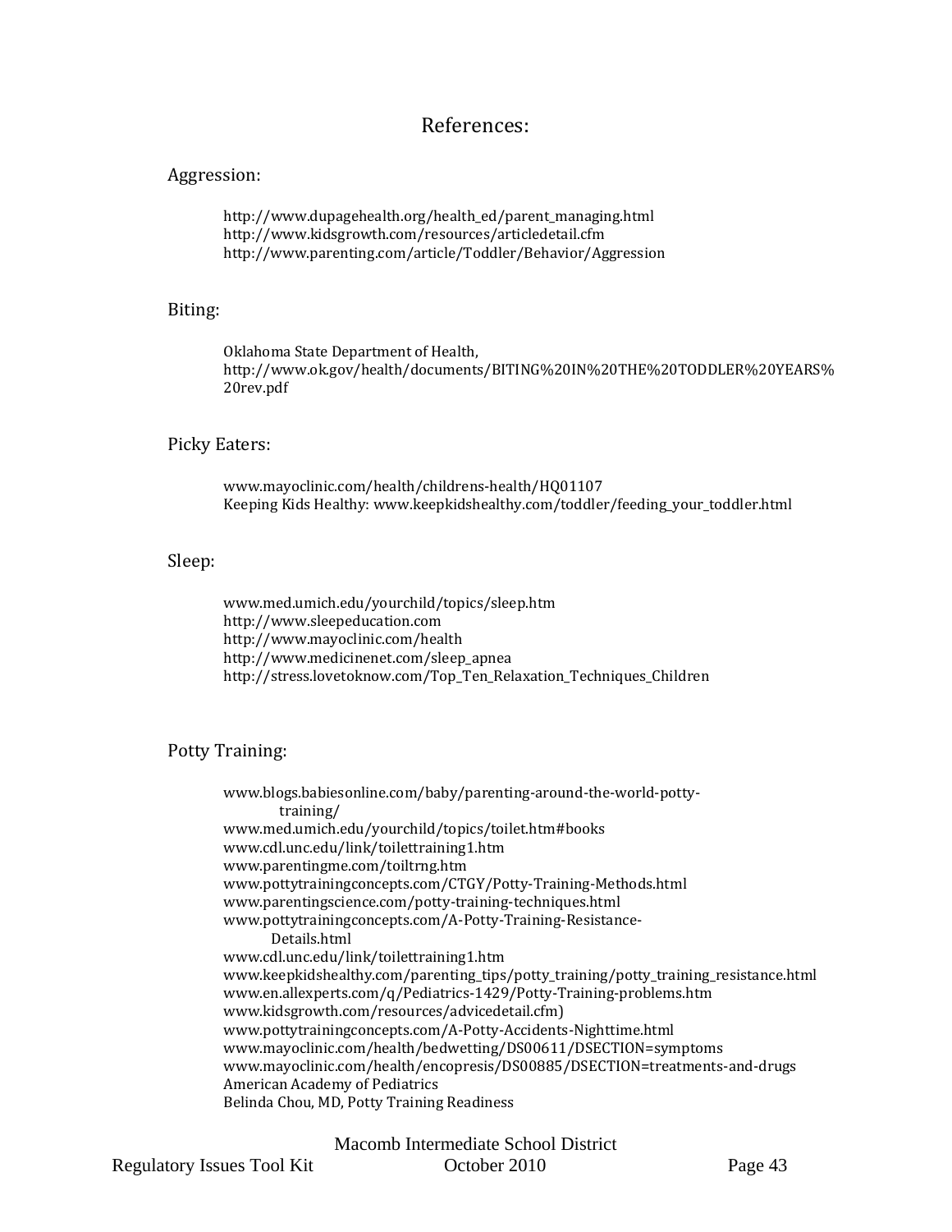# References:

## Aggression:

http://www.dupagehealth.org/health_ed/parent_managing.html
http://www.kidsgrowth.com/resources/articledetail.cfm
http://www.parenting.com/article/Toddler/Behavior/Aggression

## Biting:

Oklahoma State Department of Health,
http://www.ok.gov/health/documents/BITING%20IN%20THE%20TODDLER%20YEARS%20rev.pdf

## Picky Eaters:

www.mayoclinic.com/health/childrens-health/HQ01107
Keeping Kids Healthy: www.keepkidshealthy.com/toddler/feeding_your_toddler.html

## Sleep:

www.med.umich.edu/yourchild/topics/sleep.htm
http://www.sleepeducation.com
http://www.mayoclinic.com/health
http://www.medicinenet.com/sleep_apnea
http://stress.lovetoknow.com/Top_Ten_Relaxation_Techniques_Children

## Potty Training:

www.blogs.babiesonline.com/baby/parenting-around-the-world-potty-training/
www.med.umich.edu/yourchild/topics/toilet.htm#books
www.cdl.unc.edu/link/toilettraining1.htm
www.parentingme.com/toiltrng.htm
www.pottytrainingconcepts.com/CTGY/Potty-Training-Methods.html
www.parentingscience.com/potty-training-techniques.html
www.pottytrainingconcepts.com/A-Potty-Training-Resistance-Details.html
www.cdl.unc.edu/link/toilettraining1.htm
www.keepkidshealthy.com/parenting_tips/potty_training/potty_training_resistance.html
www.en.allexperts.com/q/Pediatrics-1429/Potty-Training-problems.htm
www.kidsgrowth.com/resources/advicedetail.cfm)
www.pottytrainingconcepts.com/A-Potty-Accidents-Nighttime.html
www.mayoclinic.com/health/bedwetting/DS00611/DSECTION=symptoms
www.mayoclinic.com/health/encopresis/DS00885/DSECTION=treatments-and-drugs
American Academy of Pediatrics
Belinda Chou, MD, Potty Training Readiness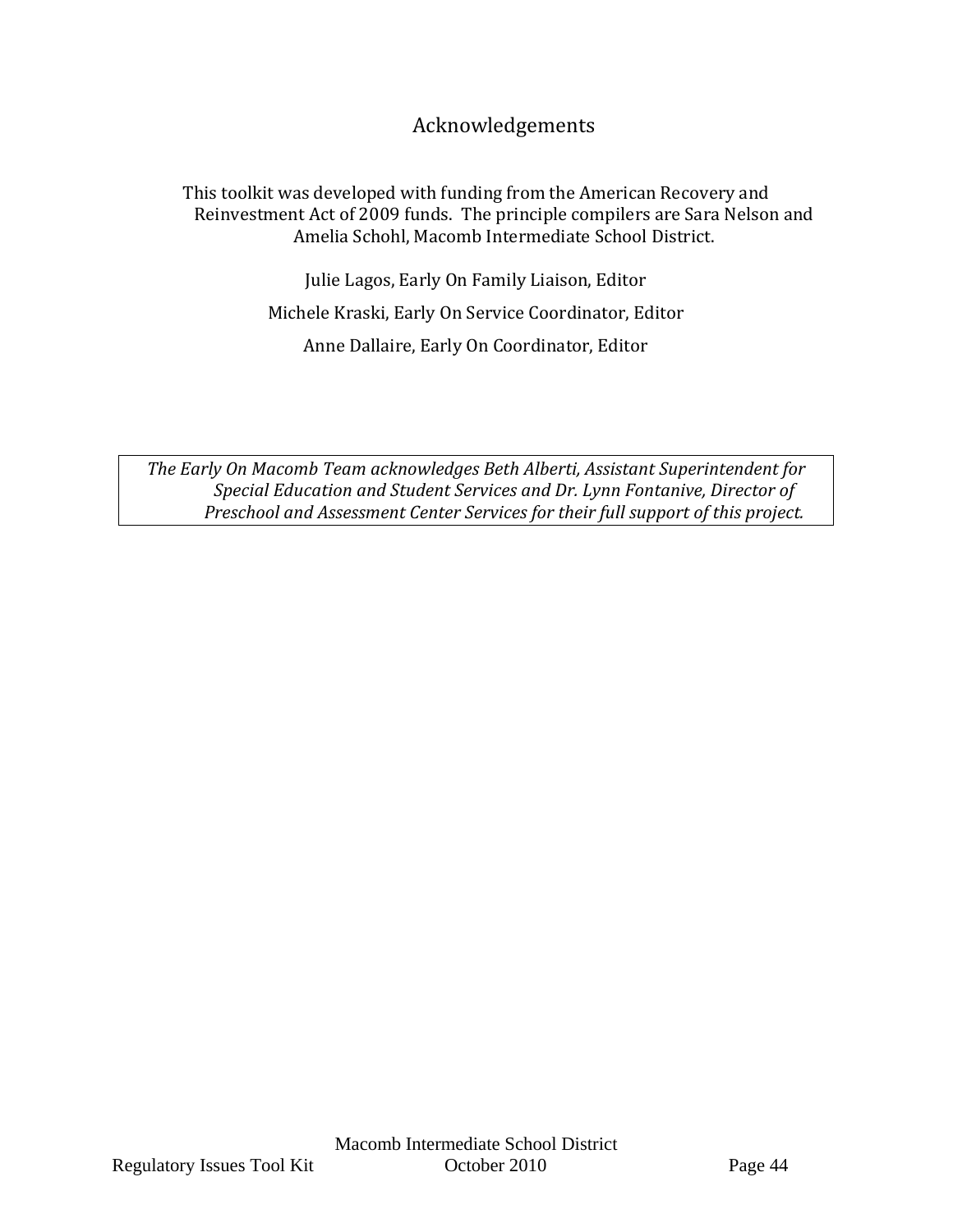# Acknowledgements

This toolkit was developed with funding from the American Recovery and Reinvestment Act of 2009 funds. The principle compilers are Sara Nelson and Amelia Schohl, Macomb Intermediate School District.

Julie Lagos, Early On Family Liaison, Editor

Michele Kraski, Early On Service Coordinator, Editor

Anne Dallaire, Early On Coordinator, Editor

*The Early On Macomb Team acknowledges Beth Alberti, Assistant Superintendent for Special Education and Student Services and Dr. Lynn Fontanive, Director of Preschool and Assessment Center Services for their full support of this project.*